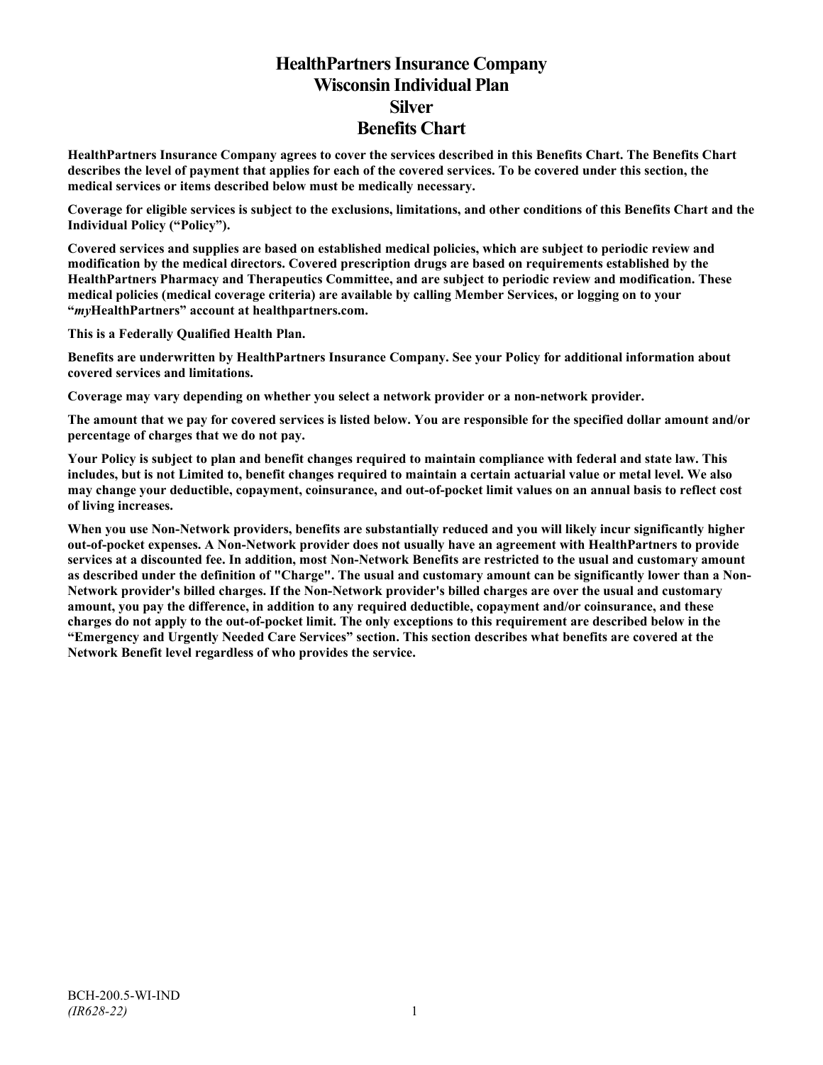# HealthPartners Insurance Company
# Wisconsin Individual Plan
# Silver
# Benefits Chart

**HealthPartners Insurance Company agrees to cover the services described in this Benefits Chart. The Benefits Chart describes the level of payment that applies for each of the covered services. To be covered under this section, the medical services or items described below must be medically necessary.**

**Coverage for eligible services is subject to the exclusions, limitations, and other conditions of this Benefits Chart and the Individual Policy ("Policy").**

**Covered services and supplies are based on established medical policies, which are subject to periodic review and modification by the medical directors. Covered prescription drugs are based on requirements established by the HealthPartners Pharmacy and Therapeutics Committee, and are subject to periodic review and modification. These medical policies (medical coverage criteria) are available by calling Member Services, or logging on to your "*my*HealthPartners" account at healthpartners.com.**

**This is a Federally Qualified Health Plan.**

**Benefits are underwritten by HealthPartners Insurance Company. See your Policy for additional information about covered services and limitations.**

**Coverage may vary depending on whether you select a network provider or a non-network provider.**

**The amount that we pay for covered services is listed below. You are responsible for the specified dollar amount and/or percentage of charges that we do not pay.**

**Your Policy is subject to plan and benefit changes required to maintain compliance with federal and state law. This includes, but is not Limited to, benefit changes required to maintain a certain actuarial value or metal level. We also may change your deductible, copayment, coinsurance, and out-of-pocket limit values on an annual basis to reflect cost of living increases.**

**When you use Non-Network providers, benefits are substantially reduced and you will likely incur significantly higher out-of-pocket expenses. A Non-Network provider does not usually have an agreement with HealthPartners to provide services at a discounted fee. In addition, most Non-Network Benefits are restricted to the usual and customary amount as described under the definition of "Charge". The usual and customary amount can be significantly lower than a Non-Network provider's billed charges. If the Non-Network provider's billed charges are over the usual and customary amount, you pay the difference, in addition to any required deductible, copayment and/or coinsurance, and these charges do not apply to the out-of-pocket limit. The only exceptions to this requirement are described below in the "Emergency and Urgently Needed Care Services" section. This section describes what benefits are covered at the Network Benefit level regardless of who provides the service.**

BCH-200.5-WI-IND
*(IR628-22)*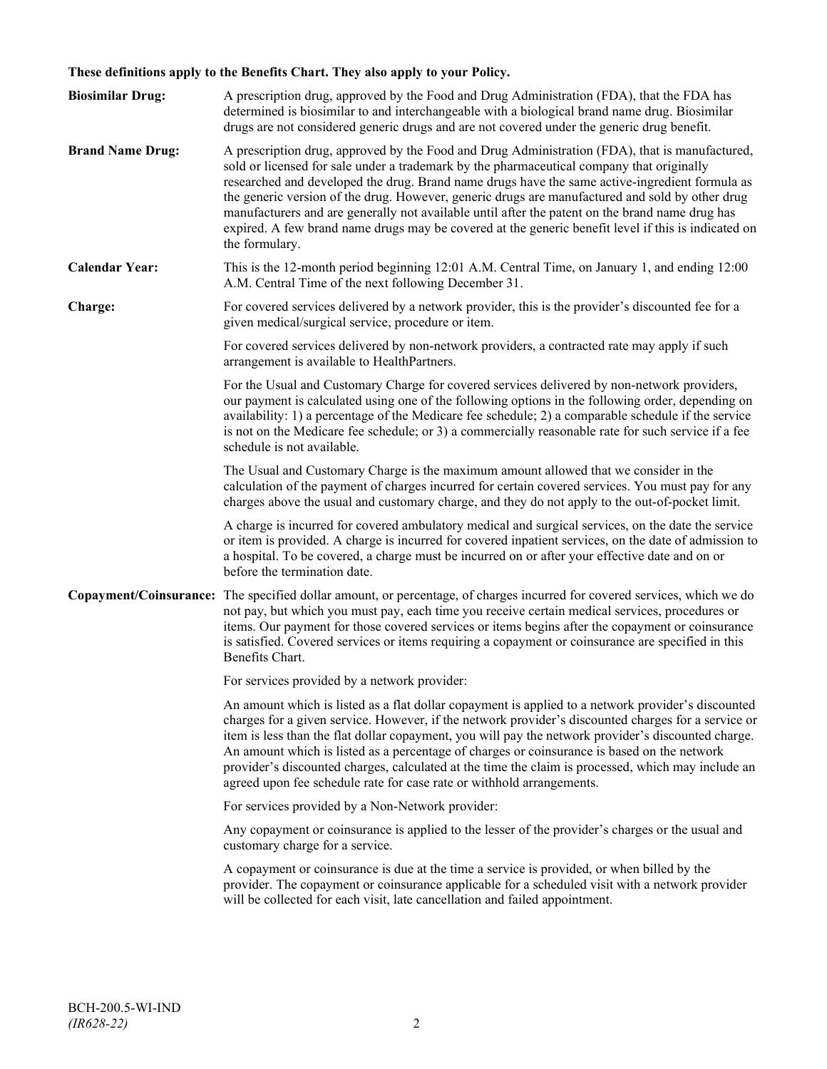**These definitions apply to the Benefits Chart. They also apply to your Policy.**

**Biosimilar Drug:** A prescription drug, approved by the Food and Drug Administration (FDA), that the FDA has determined is biosimilar to and interchangeable with a biological brand name drug. Biosimilar drugs are not considered generic drugs and are not covered under the generic drug benefit.

**Brand Name Drug:** A prescription drug, approved by the Food and Drug Administration (FDA), that is manufactured, sold or licensed for sale under a trademark by the pharmaceutical company that originally researched and developed the drug. Brand name drugs have the same active-ingredient formula as the generic version of the drug. However, generic drugs are manufactured and sold by other drug manufacturers and are generally not available until after the patent on the brand name drug has expired. A few brand name drugs may be covered at the generic benefit level if this is indicated on the formulary.

**Calendar Year:** This is the 12-month period beginning 12:01 A.M. Central Time, on January 1, and ending 12:00 A.M. Central Time of the next following December 31.

**Charge:** For covered services delivered by a network provider, this is the provider's discounted fee for a given medical/surgical service, procedure or item.

For covered services delivered by non-network providers, a contracted rate may apply if such arrangement is available to HealthPartners.

For the Usual and Customary Charge for covered services delivered by non-network providers, our payment is calculated using one of the following options in the following order, depending on availability: 1) a percentage of the Medicare fee schedule; 2) a comparable schedule if the service is not on the Medicare fee schedule; or 3) a commercially reasonable rate for such service if a fee schedule is not available.

The Usual and Customary Charge is the maximum amount allowed that we consider in the calculation of the payment of charges incurred for certain covered services. You must pay for any charges above the usual and customary charge, and they do not apply to the out-of-pocket limit.

A charge is incurred for covered ambulatory medical and surgical services, on the date the service or item is provided. A charge is incurred for covered inpatient services, on the date of admission to a hospital. To be covered, a charge must be incurred on or after your effective date and on or before the termination date.

**Copayment/Coinsurance:** The specified dollar amount, or percentage, of charges incurred for covered services, which we do not pay, but which you must pay, each time you receive certain medical services, procedures or items. Our payment for those covered services or items begins after the copayment or coinsurance is satisfied. Covered services or items requiring a copayment or coinsurance are specified in this Benefits Chart.

For services provided by a network provider:

An amount which is listed as a flat dollar copayment is applied to a network provider's discounted charges for a given service. However, if the network provider's discounted charges for a service or item is less than the flat dollar copayment, you will pay the network provider's discounted charge. An amount which is listed as a percentage of charges or coinsurance is based on the network provider's discounted charges, calculated at the time the claim is processed, which may include an agreed upon fee schedule rate for case rate or withhold arrangements.

For services provided by a Non-Network provider:

Any copayment or coinsurance is applied to the lesser of the provider's charges or the usual and customary charge for a service.

A copayment or coinsurance is due at the time a service is provided, or when billed by the provider. The copayment or coinsurance applicable for a scheduled visit with a network provider will be collected for each visit, late cancellation and failed appointment.

BCH-200.5-WI-IND
*(IR628-22)*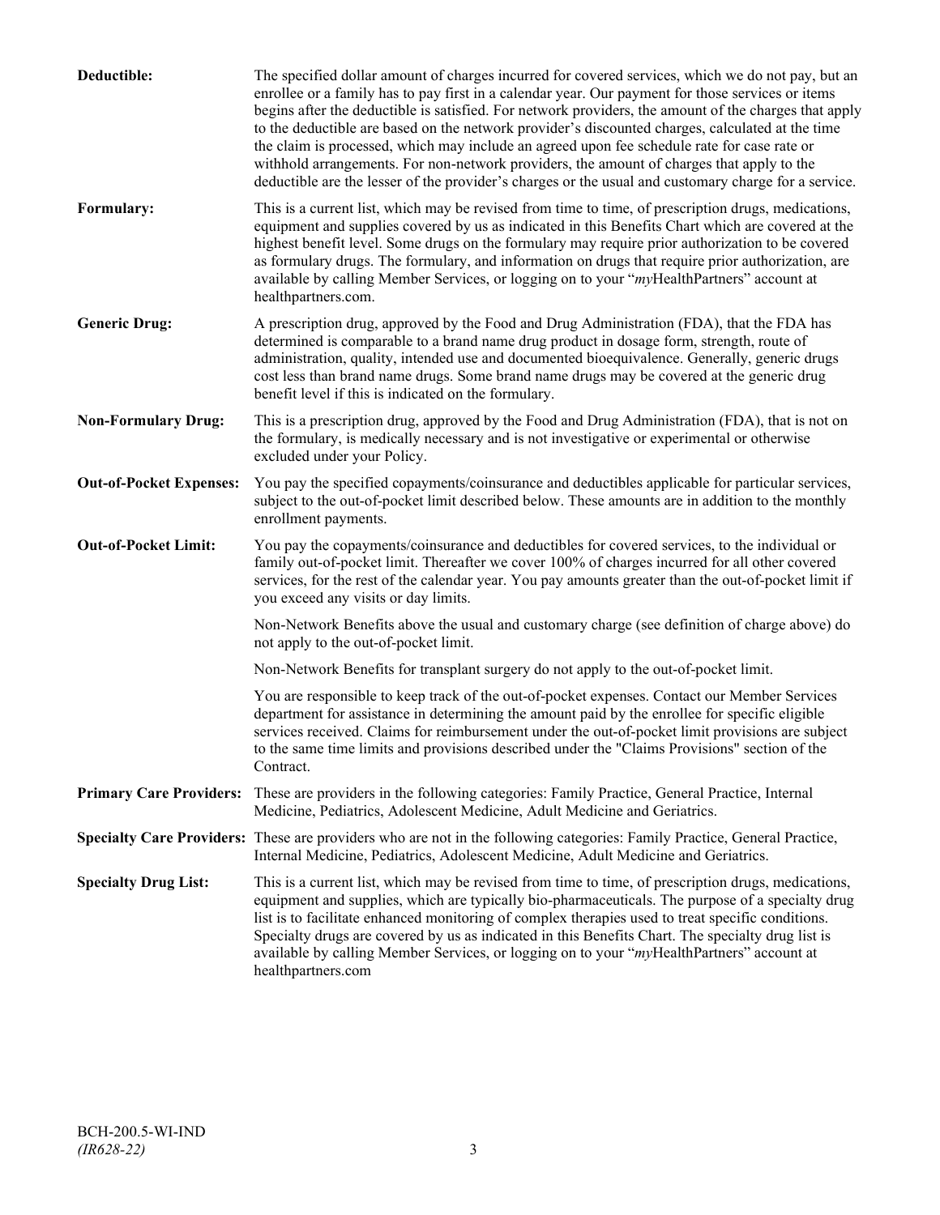**Deductible:** The specified dollar amount of charges incurred for covered services, which we do not pay, but an enrollee or a family has to pay first in a calendar year. Our payment for those services or items begins after the deductible is satisfied. For network providers, the amount of the charges that apply to the deductible are based on the network provider's discounted charges, calculated at the time the claim is processed, which may include an agreed upon fee schedule rate for case rate or withhold arrangements. For non-network providers, the amount of charges that apply to the deductible are the lesser of the provider's charges or the usual and customary charge for a service.

**Formulary:** This is a current list, which may be revised from time to time, of prescription drugs, medications, equipment and supplies covered by us as indicated in this Benefits Chart which are covered at the highest benefit level. Some drugs on the formulary may require prior authorization to be covered as formulary drugs. The formulary, and information on drugs that require prior authorization, are available by calling Member Services, or logging on to your "*my*HealthPartners" account at healthpartners.com.

**Generic Drug:** A prescription drug, approved by the Food and Drug Administration (FDA), that the FDA has determined is comparable to a brand name drug product in dosage form, strength, route of administration, quality, intended use and documented bioequivalence. Generally, generic drugs cost less than brand name drugs. Some brand name drugs may be covered at the generic drug benefit level if this is indicated on the formulary.

**Non-Formulary Drug:** This is a prescription drug, approved by the Food and Drug Administration (FDA), that is not on the formulary, is medically necessary and is not investigative or experimental or otherwise excluded under your Policy.

**Out-of-Pocket Expenses:** You pay the specified copayments/coinsurance and deductibles applicable for particular services, subject to the out-of-pocket limit described below. These amounts are in addition to the monthly enrollment payments.

**Out-of-Pocket Limit:** You pay the copayments/coinsurance and deductibles for covered services, to the individual or family out-of-pocket limit. Thereafter we cover 100% of charges incurred for all other covered services, for the rest of the calendar year. You pay amounts greater than the out-of-pocket limit if you exceed any visits or day limits.

Non-Network Benefits above the usual and customary charge (see definition of charge above) do not apply to the out-of-pocket limit.

Non-Network Benefits for transplant surgery do not apply to the out-of-pocket limit.

You are responsible to keep track of the out-of-pocket expenses. Contact our Member Services department for assistance in determining the amount paid by the enrollee for specific eligible services received. Claims for reimbursement under the out-of-pocket limit provisions are subject to the same time limits and provisions described under the "Claims Provisions" section of the Contract.

**Primary Care Providers:** These are providers in the following categories: Family Practice, General Practice, Internal Medicine, Pediatrics, Adolescent Medicine, Adult Medicine and Geriatrics.

**Specialty Care Providers:** These are providers who are not in the following categories: Family Practice, General Practice, Internal Medicine, Pediatrics, Adolescent Medicine, Adult Medicine and Geriatrics.

**Specialty Drug List:** This is a current list, which may be revised from time to time, of prescription drugs, medications, equipment and supplies, which are typically bio-pharmaceuticals. The purpose of a specialty drug list is to facilitate enhanced monitoring of complex therapies used to treat specific conditions. Specialty drugs are covered by us as indicated in this Benefits Chart. The specialty drug list is available by calling Member Services, or logging on to your "*my*HealthPartners" account at healthpartners.com

BCH-200.5-WI-IND
*(IR628-22)*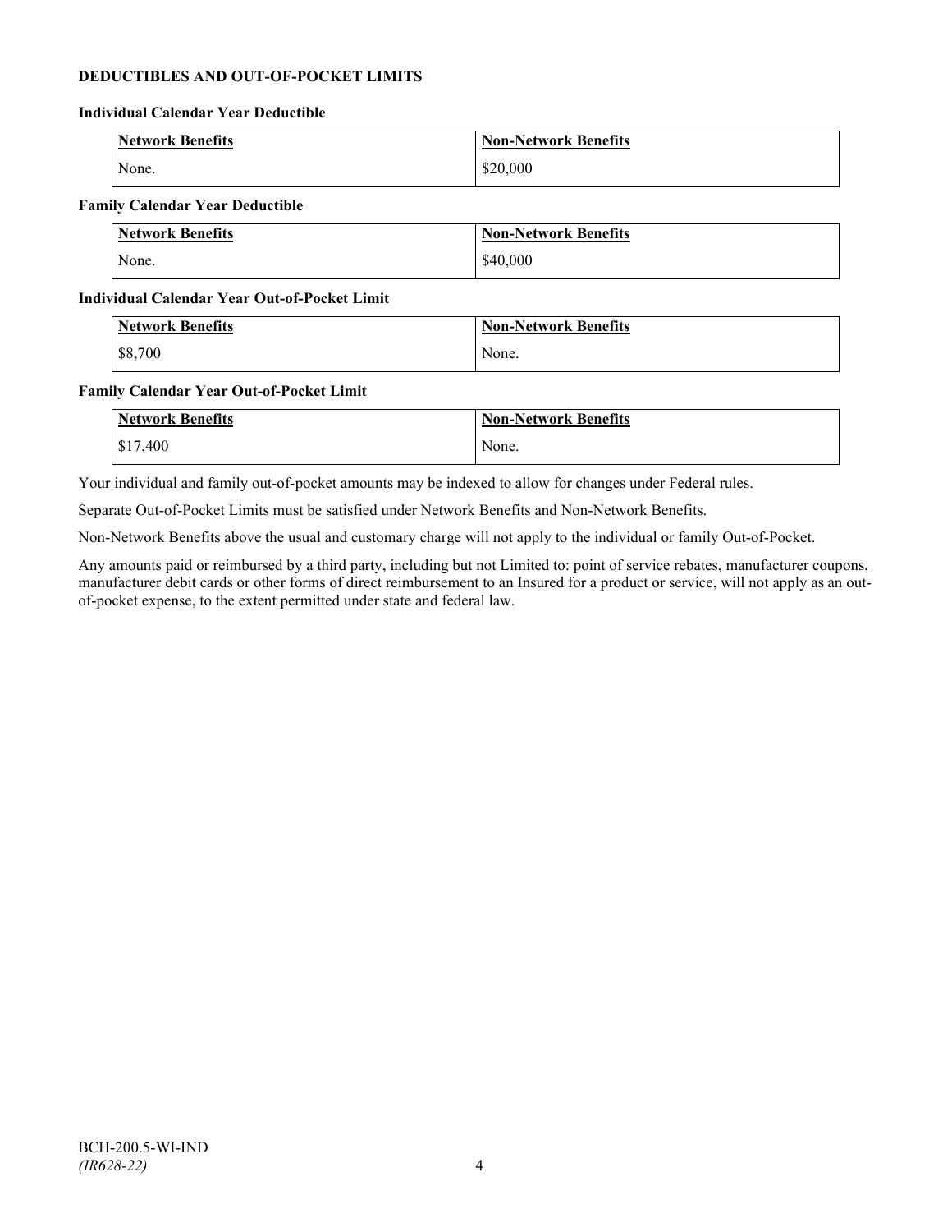**DEDUCTIBLES AND OUT-OF-POCKET LIMITS**

**Individual Calendar Year Deductible**

| Network Benefits | Non-Network Benefits |
|---|---|
| None. | $20,000 |

**Family Calendar Year Deductible**

| Network Benefits | Non-Network Benefits |
|---|---|
| None. | $40,000 |

**Individual Calendar Year Out-of-Pocket Limit**

| Network Benefits | Non-Network Benefits |
|---|---|
| $8,700 | None. |

**Family Calendar Year Out-of-Pocket Limit**

| Network Benefits | Non-Network Benefits |
|---|---|
| $17,400 | None. |

Your individual and family out-of-pocket amounts may be indexed to allow for changes under Federal rules.

Separate Out-of-Pocket Limits must be satisfied under Network Benefits and Non-Network Benefits.

Non-Network Benefits above the usual and customary charge will not apply to the individual or family Out-of-Pocket.

Any amounts paid or reimbursed by a third party, including but not Limited to: point of service rebates, manufacturer coupons, manufacturer debit cards or other forms of direct reimbursement to an Insured for a product or service, will not apply as an out-of-pocket expense, to the extent permitted under state and federal law.

BCH-200.5-WI-IND
*(IR628-22)*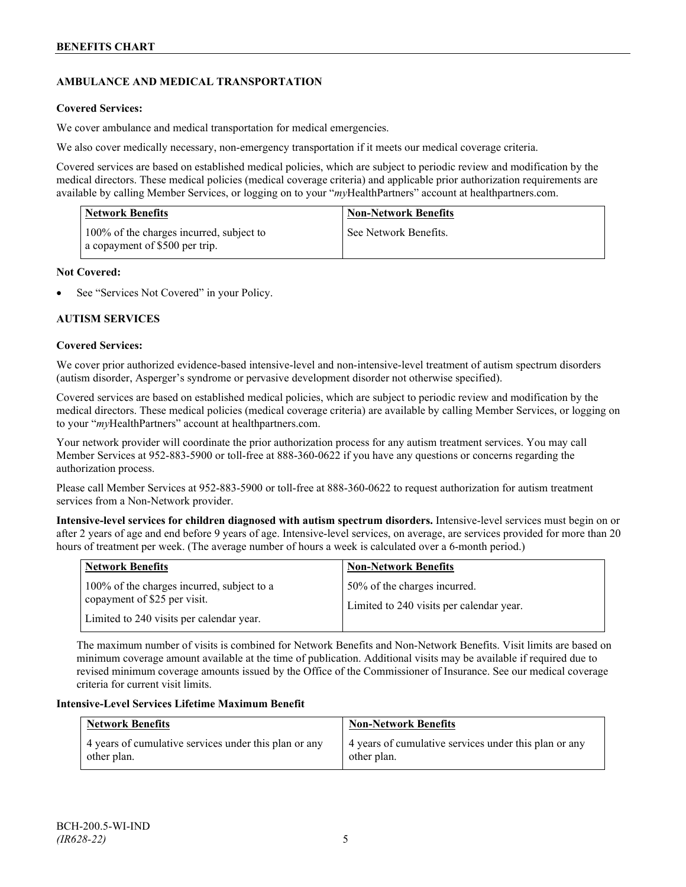## AMBULANCE AND MEDICAL TRANSPORTATION

**Covered Services:**

We cover ambulance and medical transportation for medical emergencies.

We also cover medically necessary, non-emergency transportation if it meets our medical coverage criteria.

Covered services are based on established medical policies, which are subject to periodic review and modification by the medical directors. These medical policies (medical coverage criteria) and applicable prior authorization requirements are available by calling Member Services, or logging on to your "*my*HealthPartners" account at healthpartners.com.

| Network Benefits | Non-Network Benefits |
|---|---|
| 100% of the charges incurred, subject to a copayment of $500 per trip. | See Network Benefits. |

**Not Covered:**

- See "Services Not Covered" in your Policy.

## AUTISM SERVICES

**Covered Services:**

We cover prior authorized evidence-based intensive-level and non-intensive-level treatment of autism spectrum disorders (autism disorder, Asperger's syndrome or pervasive development disorder not otherwise specified).

Covered services are based on established medical policies, which are subject to periodic review and modification by the medical directors. These medical policies (medical coverage criteria) are available by calling Member Services, or logging on to your "*my*HealthPartners" account at healthpartners.com.

Your network provider will coordinate the prior authorization process for any autism treatment services. You may call Member Services at 952-883-5900 or toll-free at 888-360-0622 if you have any questions or concerns regarding the authorization process.

Please call Member Services at 952-883-5900 or toll-free at 888-360-0622 to request authorization for autism treatment services from a Non-Network provider.

**Intensive-level services for children diagnosed with autism spectrum disorders.** Intensive-level services must begin on or after 2 years of age and end before 9 years of age. Intensive-level services, on average, are services provided for more than 20 hours of treatment per week. (The average number of hours a week is calculated over a 6-month period.)

| Network Benefits | Non-Network Benefits |
|---|---|
| 100% of the charges incurred, subject to a copayment of $25 per visit.<br><br>Limited to 240 visits per calendar year. | 50% of the charges incurred.<br><br>Limited to 240 visits per calendar year. |

The maximum number of visits is combined for Network Benefits and Non-Network Benefits. Visit limits are based on minimum coverage amount available at the time of publication. Additional visits may be available if required due to revised minimum coverage amounts issued by the Office of the Commissioner of Insurance. See our medical coverage criteria for current visit limits.

**Intensive-Level Services Lifetime Maximum Benefit**

| Network Benefits | Non-Network Benefits |
|---|---|
| 4 years of cumulative services under this plan or any other plan. | 4 years of cumulative services under this plan or any other plan. |

BCH-200.5-WI-IND
*(IR628-22)*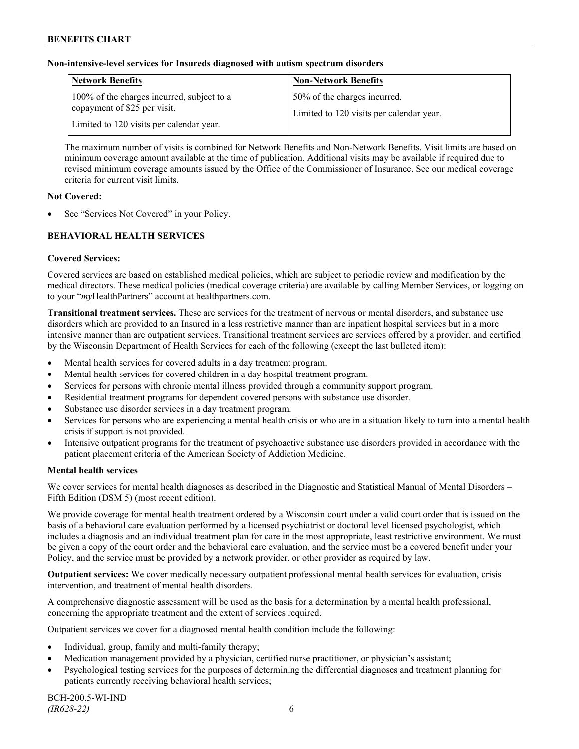**Non-intensive-level services for Insureds diagnosed with autism spectrum disorders**

| Network Benefits | Non-Network Benefits |
|---|---|
| 100% of the charges incurred, subject to a copayment of $25 per visit.<br><br>Limited to 120 visits per calendar year. | 50% of the charges incurred.<br><br>Limited to 120 visits per calendar year. |

The maximum number of visits is combined for Network Benefits and Non-Network Benefits. Visit limits are based on minimum coverage amount available at the time of publication. Additional visits may be available if required due to revised minimum coverage amounts issued by the Office of the Commissioner of Insurance. See our medical coverage criteria for current visit limits.

**Not Covered:**

- See "Services Not Covered" in your Policy.

## BEHAVIORAL HEALTH SERVICES

**Covered Services:**

Covered services are based on established medical policies, which are subject to periodic review and modification by the medical directors. These medical policies (medical coverage criteria) are available by calling Member Services, or logging on to your "*my*HealthPartners" account at healthpartners.com.

**Transitional treatment services.** These are services for the treatment of nervous or mental disorders, and substance use disorders which are provided to an Insured in a less restrictive manner than are inpatient hospital services but in a more intensive manner than are outpatient services. Transitional treatment services are services offered by a provider, and certified by the Wisconsin Department of Health Services for each of the following (except the last bulleted item):

- Mental health services for covered adults in a day treatment program.
- Mental health services for covered children in a day hospital treatment program.
- Services for persons with chronic mental illness provided through a community support program.
- Residential treatment programs for dependent covered persons with substance use disorder.
- Substance use disorder services in a day treatment program.
- Services for persons who are experiencing a mental health crisis or who are in a situation likely to turn into a mental health crisis if support is not provided.
- Intensive outpatient programs for the treatment of psychoactive substance use disorders provided in accordance with the patient placement criteria of the American Society of Addiction Medicine.

**Mental health services**

We cover services for mental health diagnoses as described in the Diagnostic and Statistical Manual of Mental Disorders – Fifth Edition (DSM 5) (most recent edition).

We provide coverage for mental health treatment ordered by a Wisconsin court under a valid court order that is issued on the basis of a behavioral care evaluation performed by a licensed psychiatrist or doctoral level licensed psychologist, which includes a diagnosis and an individual treatment plan for care in the most appropriate, least restrictive environment. We must be given a copy of the court order and the behavioral care evaluation, and the service must be a covered benefit under your Policy, and the service must be provided by a network provider, or other provider as required by law.

**Outpatient services:** We cover medically necessary outpatient professional mental health services for evaluation, crisis intervention, and treatment of mental health disorders.

A comprehensive diagnostic assessment will be used as the basis for a determination by a mental health professional, concerning the appropriate treatment and the extent of services required.

Outpatient services we cover for a diagnosed mental health condition include the following:

- Individual, group, family and multi-family therapy;
- Medication management provided by a physician, certified nurse practitioner, or physician's assistant;
- Psychological testing services for the purposes of determining the differential diagnoses and treatment planning for patients currently receiving behavioral health services;

BCH-200.5-WI-IND
*(IR628-22)*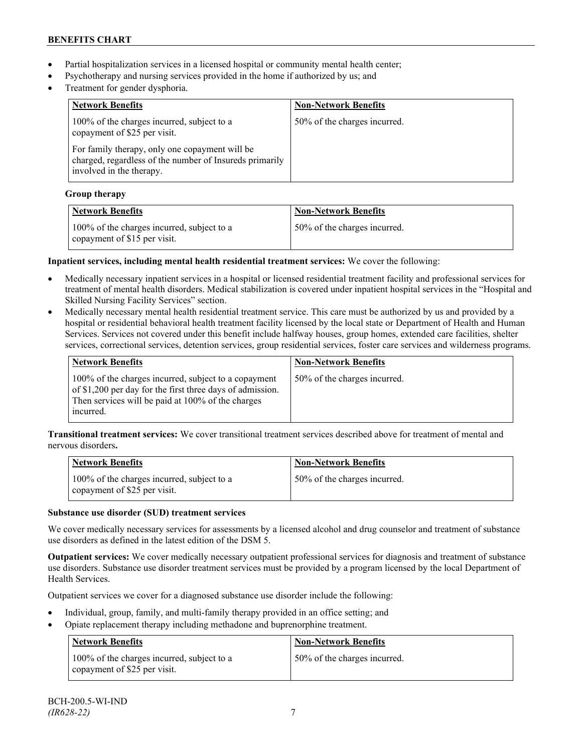- Partial hospitalization services in a licensed hospital or community mental health center;
- Psychotherapy and nursing services provided in the home if authorized by us; and
- Treatment for gender dysphoria.

| Network Benefits | Non-Network Benefits |
|---|---|
| 100% of the charges incurred, subject to a copayment of $25 per visit.<br><br>For family therapy, only one copayment will be charged, regardless of the number of Insureds primarily involved in the therapy. | 50% of the charges incurred. |

**Group therapy**

| Network Benefits | Non-Network Benefits |
|---|---|
| 100% of the charges incurred, subject to a copayment of $15 per visit. | 50% of the charges incurred. |

**Inpatient services, including mental health residential treatment services:** We cover the following:

- Medically necessary inpatient services in a hospital or licensed residential treatment facility and professional services for treatment of mental health disorders. Medical stabilization is covered under inpatient hospital services in the "Hospital and Skilled Nursing Facility Services" section.
- Medically necessary mental health residential treatment service. This care must be authorized by us and provided by a hospital or residential behavioral health treatment facility licensed by the local state or Department of Health and Human Services. Services not covered under this benefit include halfway houses, group homes, extended care facilities, shelter services, correctional services, detention services, group residential services, foster care services and wilderness programs.

| Network Benefits | Non-Network Benefits |
|---|---|
| 100% of the charges incurred, subject to a copayment of $1,200 per day for the first three days of admission. Then services will be paid at 100% of the charges incurred. | 50% of the charges incurred. |

**Transitional treatment services:** We cover transitional treatment services described above for treatment of mental and nervous disorders**.**

| Network Benefits | Non-Network Benefits |
|---|---|
| 100% of the charges incurred, subject to a copayment of $25 per visit. | 50% of the charges incurred. |

**Substance use disorder (SUD) treatment services**

We cover medically necessary services for assessments by a licensed alcohol and drug counselor and treatment of substance use disorders as defined in the latest edition of the DSM 5.

**Outpatient services:** We cover medically necessary outpatient professional services for diagnosis and treatment of substance use disorders. Substance use disorder treatment services must be provided by a program licensed by the local Department of Health Services.

Outpatient services we cover for a diagnosed substance use disorder include the following:

- Individual, group, family, and multi-family therapy provided in an office setting; and
- Opiate replacement therapy including methadone and buprenorphine treatment.

| Network Benefits | Non-Network Benefits |
|---|---|
| 100% of the charges incurred, subject to a copayment of $25 per visit. | 50% of the charges incurred. |

BCH-200.5-WI-IND
*(IR628-22)*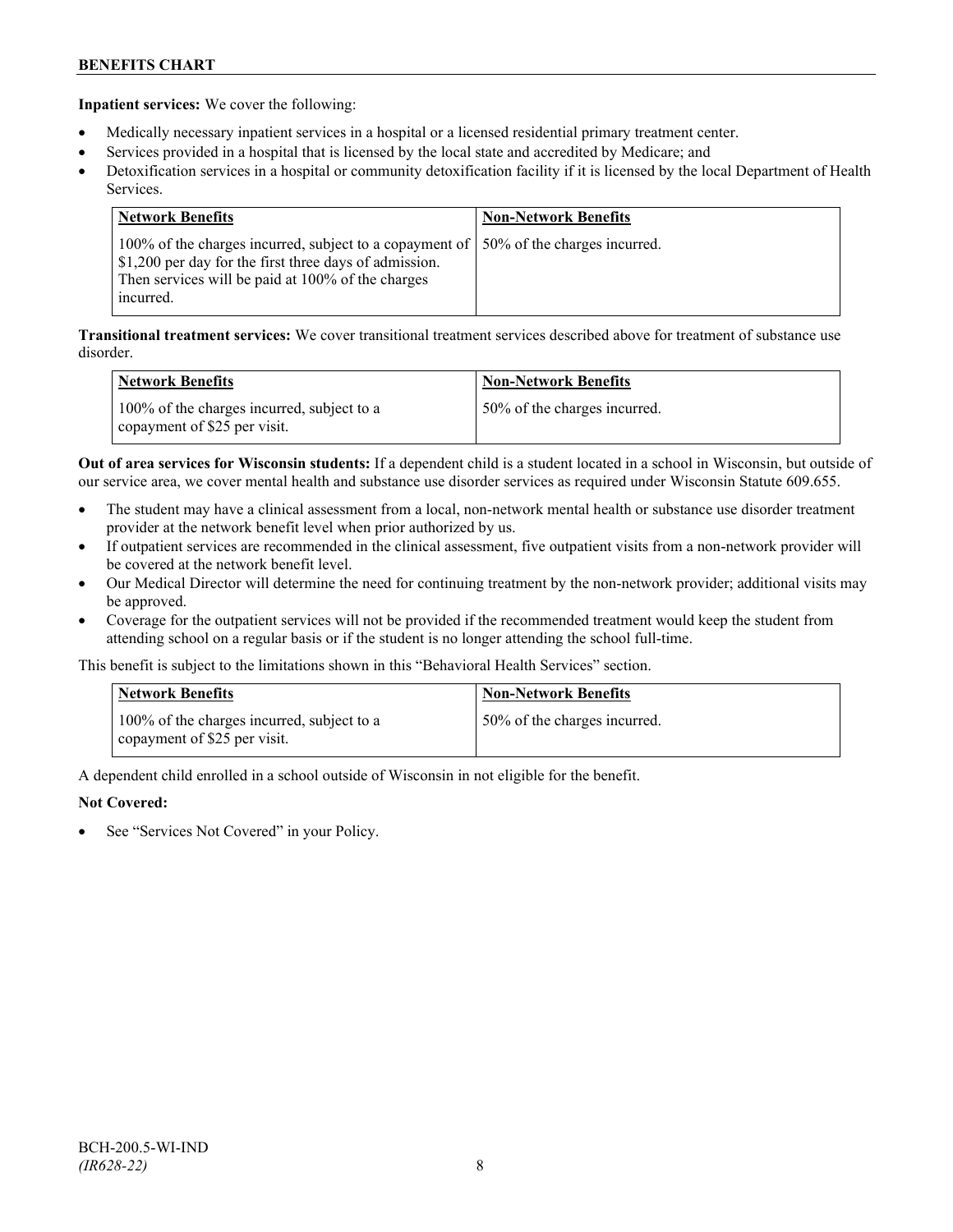**Inpatient services:** We cover the following:

- Medically necessary inpatient services in a hospital or a licensed residential primary treatment center.
- Services provided in a hospital that is licensed by the local state and accredited by Medicare; and
- Detoxification services in a hospital or community detoxification facility if it is licensed by the local Department of Health Services.

| Network Benefits | Non-Network Benefits |
|---|---|
| 100% of the charges incurred, subject to a copayment of \$1,200 per day for the first three days of admission. Then services will be paid at 100% of the charges incurred. | 50% of the charges incurred. |

**Transitional treatment services:** We cover transitional treatment services described above for treatment of substance use disorder.

| Network Benefits | Non-Network Benefits |
|---|---|
| 100% of the charges incurred, subject to a copayment of \$25 per visit. | 50% of the charges incurred. |

**Out of area services for Wisconsin students:** If a dependent child is a student located in a school in Wisconsin, but outside of our service area, we cover mental health and substance use disorder services as required under Wisconsin Statute 609.655.

- The student may have a clinical assessment from a local, non-network mental health or substance use disorder treatment provider at the network benefit level when prior authorized by us.
- If outpatient services are recommended in the clinical assessment, five outpatient visits from a non-network provider will be covered at the network benefit level.
- Our Medical Director will determine the need for continuing treatment by the non-network provider; additional visits may be approved.
- Coverage for the outpatient services will not be provided if the recommended treatment would keep the student from attending school on a regular basis or if the student is no longer attending the school full-time.

This benefit is subject to the limitations shown in this "Behavioral Health Services" section.

| Network Benefits | Non-Network Benefits |
|---|---|
| 100% of the charges incurred, subject to a copayment of \$25 per visit. | 50% of the charges incurred. |

A dependent child enrolled in a school outside of Wisconsin in not eligible for the benefit.

**Not Covered:**

- See "Services Not Covered" in your Policy.

BCH-200.5-WI-IND
*(IR628-22)*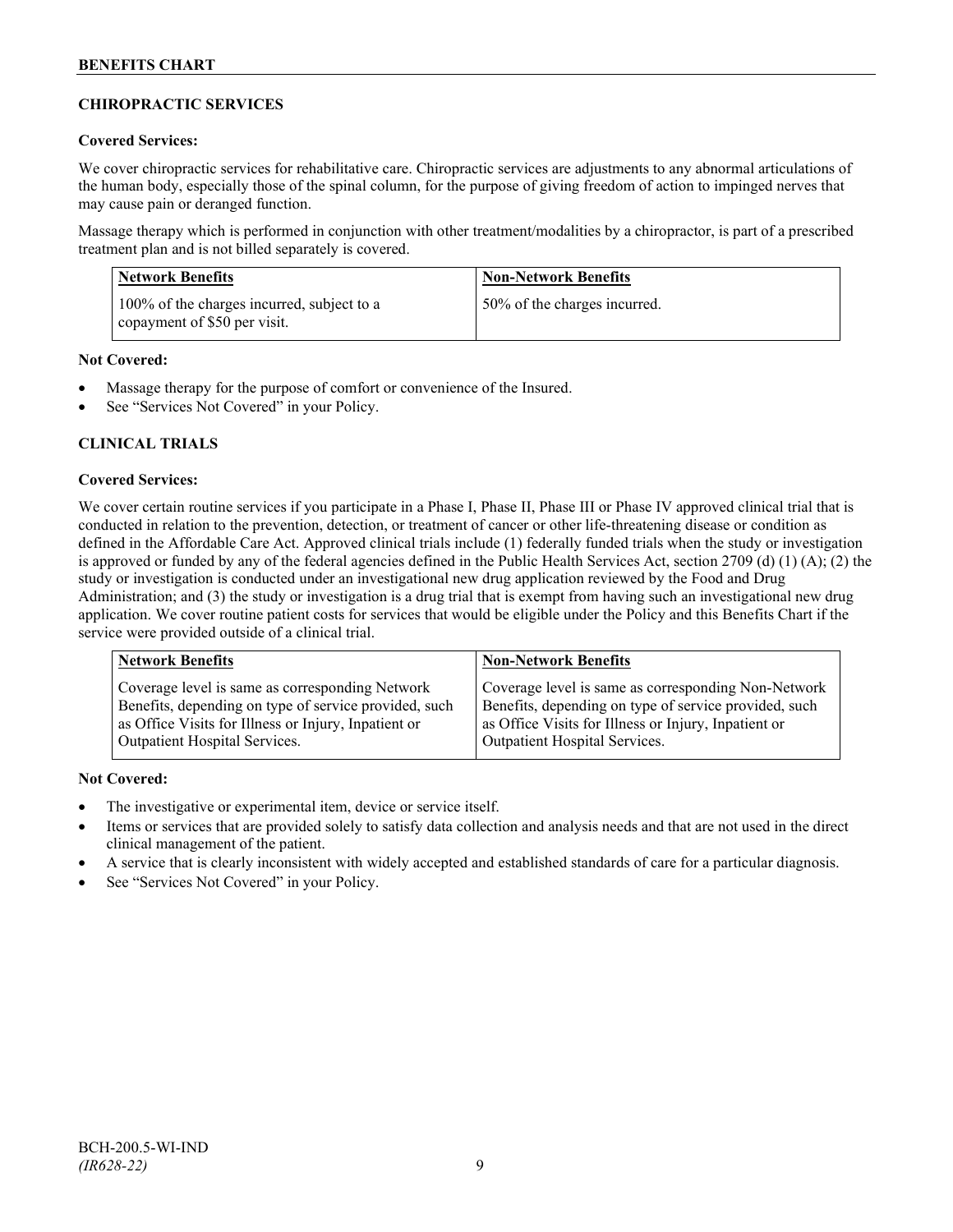## CHIROPRACTIC SERVICES

**Covered Services:**

We cover chiropractic services for rehabilitative care. Chiropractic services are adjustments to any abnormal articulations of the human body, especially those of the spinal column, for the purpose of giving freedom of action to impinged nerves that may cause pain or deranged function.

Massage therapy which is performed in conjunction with other treatment/modalities by a chiropractor, is part of a prescribed treatment plan and is not billed separately is covered.

| Network Benefits | Non-Network Benefits |
|---|---|
| 100% of the charges incurred, subject to a copayment of $50 per visit. | 50% of the charges incurred. |

**Not Covered:**

- Massage therapy for the purpose of comfort or convenience of the Insured.
- See "Services Not Covered" in your Policy.

## CLINICAL TRIALS

**Covered Services:**

We cover certain routine services if you participate in a Phase I, Phase II, Phase III or Phase IV approved clinical trial that is conducted in relation to the prevention, detection, or treatment of cancer or other life-threatening disease or condition as defined in the Affordable Care Act. Approved clinical trials include (1) federally funded trials when the study or investigation is approved or funded by any of the federal agencies defined in the Public Health Services Act, section 2709 (d) (1) (A); (2) the study or investigation is conducted under an investigational new drug application reviewed by the Food and Drug Administration; and (3) the study or investigation is a drug trial that is exempt from having such an investigational new drug application. We cover routine patient costs for services that would be eligible under the Policy and this Benefits Chart if the service were provided outside of a clinical trial.

| Network Benefits | Non-Network Benefits |
|---|---|
| Coverage level is same as corresponding Network Benefits, depending on type of service provided, such as Office Visits for Illness or Injury, Inpatient or Outpatient Hospital Services. | Coverage level is same as corresponding Non-Network Benefits, depending on type of service provided, such as Office Visits for Illness or Injury, Inpatient or Outpatient Hospital Services. |

**Not Covered:**

- The investigative or experimental item, device or service itself.
- Items or services that are provided solely to satisfy data collection and analysis needs and that are not used in the direct clinical management of the patient.
- A service that is clearly inconsistent with widely accepted and established standards of care for a particular diagnosis.
- See "Services Not Covered" in your Policy.

BCH-200.5-WI-IND
*(IR628-22)*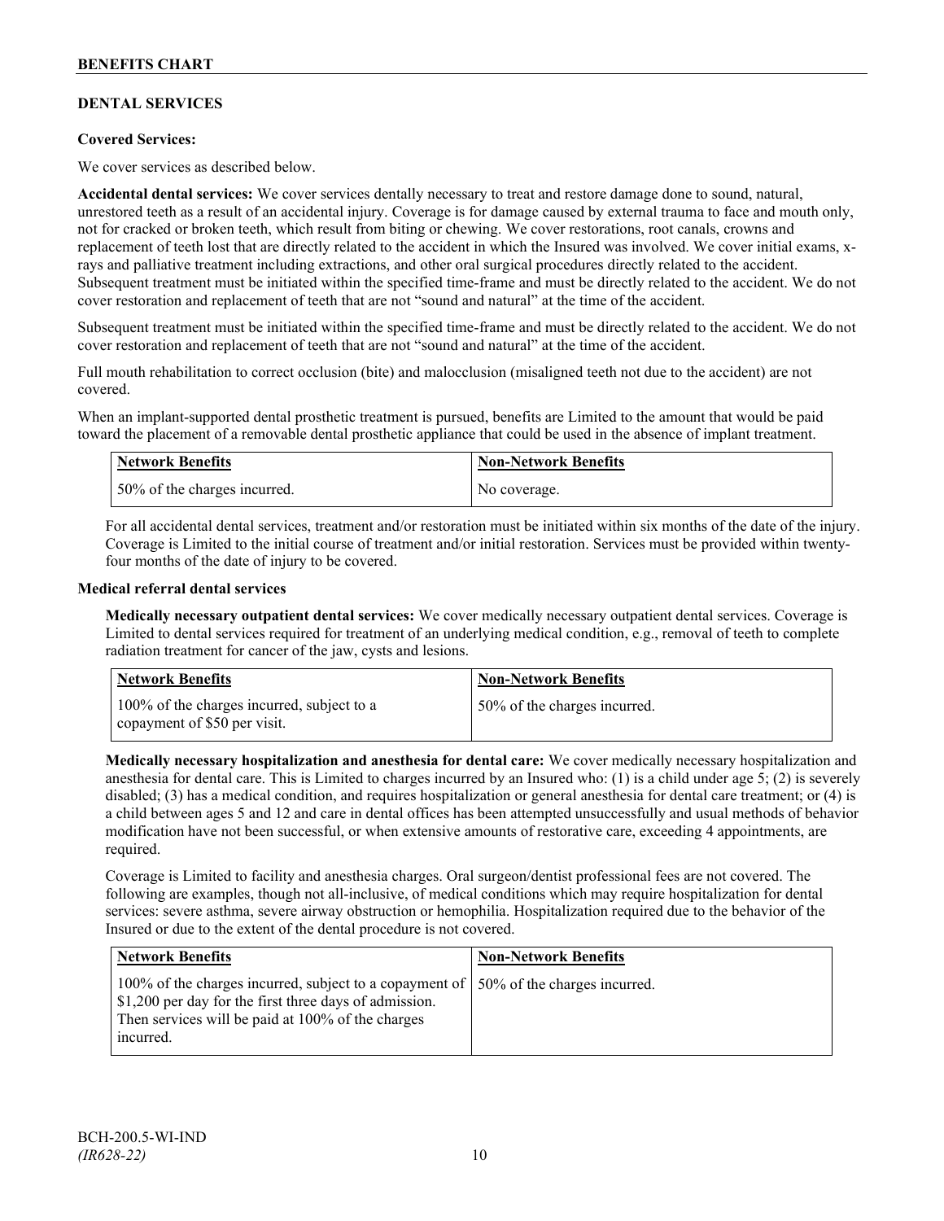## DENTAL SERVICES

**Covered Services:**

We cover services as described below.

**Accidental dental services:** We cover services dentally necessary to treat and restore damage done to sound, natural, unrestored teeth as a result of an accidental injury. Coverage is for damage caused by external trauma to face and mouth only, not for cracked or broken teeth, which result from biting or chewing. We cover restorations, root canals, crowns and replacement of teeth lost that are directly related to the accident in which the Insured was involved. We cover initial exams, x-rays and palliative treatment including extractions, and other oral surgical procedures directly related to the accident. Subsequent treatment must be initiated within the specified time-frame and must be directly related to the accident. We do not cover restoration and replacement of teeth that are not "sound and natural" at the time of the accident.

Subsequent treatment must be initiated within the specified time-frame and must be directly related to the accident. We do not cover restoration and replacement of teeth that are not "sound and natural" at the time of the accident.

Full mouth rehabilitation to correct occlusion (bite) and malocclusion (misaligned teeth not due to the accident) are not covered.

When an implant-supported dental prosthetic treatment is pursued, benefits are Limited to the amount that would be paid toward the placement of a removable dental prosthetic appliance that could be used in the absence of implant treatment.

| Network Benefits | Non-Network Benefits |
|---|---|
| 50% of the charges incurred. | No coverage. |

For all accidental dental services, treatment and/or restoration must be initiated within six months of the date of the injury. Coverage is Limited to the initial course of treatment and/or initial restoration. Services must be provided within twenty-four months of the date of injury to be covered.

**Medical referral dental services**

**Medically necessary outpatient dental services:** We cover medically necessary outpatient dental services. Coverage is Limited to dental services required for treatment of an underlying medical condition, e.g., removal of teeth to complete radiation treatment for cancer of the jaw, cysts and lesions.

| Network Benefits | Non-Network Benefits |
|---|---|
| 100% of the charges incurred, subject to a copayment of $50 per visit. | 50% of the charges incurred. |

**Medically necessary hospitalization and anesthesia for dental care:** We cover medically necessary hospitalization and anesthesia for dental care. This is Limited to charges incurred by an Insured who: (1) is a child under age 5; (2) is severely disabled; (3) has a medical condition, and requires hospitalization or general anesthesia for dental care treatment; or (4) is a child between ages 5 and 12 and care in dental offices has been attempted unsuccessfully and usual methods of behavior modification have not been successful, or when extensive amounts of restorative care, exceeding 4 appointments, are required.

Coverage is Limited to facility and anesthesia charges. Oral surgeon/dentist professional fees are not covered. The following are examples, though not all-inclusive, of medical conditions which may require hospitalization for dental services: severe asthma, severe airway obstruction or hemophilia. Hospitalization required due to the behavior of the Insured or due to the extent of the dental procedure is not covered.

| Network Benefits | Non-Network Benefits |
|---|---|
| 100% of the charges incurred, subject to a copayment of $1,200 per day for the first three days of admission. Then services will be paid at 100% of the charges incurred. | 50% of the charges incurred. |

BCH-200.5-WI-IND
*(IR628-22)*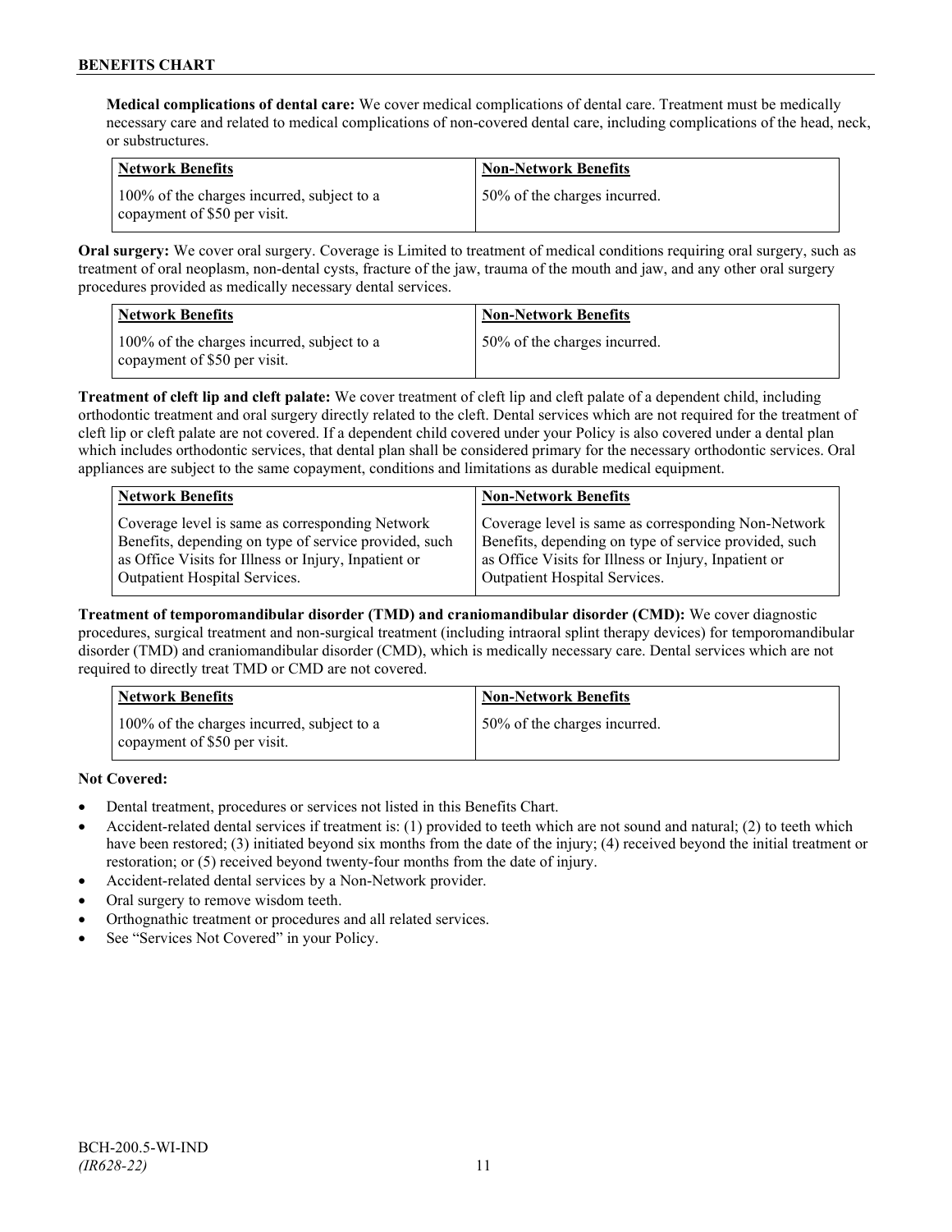**Medical complications of dental care:** We cover medical complications of dental care. Treatment must be medically necessary care and related to medical complications of non-covered dental care, including complications of the head, neck, or substructures.

| Network Benefits | Non-Network Benefits |
| --- | --- |
| 100% of the charges incurred, subject to a copayment of $50 per visit. | 50% of the charges incurred. |

**Oral surgery:** We cover oral surgery. Coverage is Limited to treatment of medical conditions requiring oral surgery, such as treatment of oral neoplasm, non-dental cysts, fracture of the jaw, trauma of the mouth and jaw, and any other oral surgery procedures provided as medically necessary dental services.

| Network Benefits | Non-Network Benefits |
| --- | --- |
| 100% of the charges incurred, subject to a copayment of $50 per visit. | 50% of the charges incurred. |

**Treatment of cleft lip and cleft palate:** We cover treatment of cleft lip and cleft palate of a dependent child, including orthodontic treatment and oral surgery directly related to the cleft. Dental services which are not required for the treatment of cleft lip or cleft palate are not covered. If a dependent child covered under your Policy is also covered under a dental plan which includes orthodontic services, that dental plan shall be considered primary for the necessary orthodontic services. Oral appliances are subject to the same copayment, conditions and limitations as durable medical equipment.

| Network Benefits | Non-Network Benefits |
| --- | --- |
| Coverage level is same as corresponding Network Benefits, depending on type of service provided, such as Office Visits for Illness or Injury, Inpatient or Outpatient Hospital Services. | Coverage level is same as corresponding Non-Network Benefits, depending on type of service provided, such as Office Visits for Illness or Injury, Inpatient or Outpatient Hospital Services. |

**Treatment of temporomandibular disorder (TMD) and craniomandibular disorder (CMD):** We cover diagnostic procedures, surgical treatment and non-surgical treatment (including intraoral splint therapy devices) for temporomandibular disorder (TMD) and craniomandibular disorder (CMD), which is medically necessary care. Dental services which are not required to directly treat TMD or CMD are not covered.

| Network Benefits | Non-Network Benefits |
| --- | --- |
| 100% of the charges incurred, subject to a copayment of $50 per visit. | 50% of the charges incurred. |

**Not Covered:**

- Dental treatment, procedures or services not listed in this Benefits Chart.
- Accident-related dental services if treatment is: (1) provided to teeth which are not sound and natural; (2) to teeth which have been restored; (3) initiated beyond six months from the date of the injury; (4) received beyond the initial treatment or restoration; or (5) received beyond twenty-four months from the date of injury.
- Accident-related dental services by a Non-Network provider.
- Oral surgery to remove wisdom teeth.
- Orthognathic treatment or procedures and all related services.
- See "Services Not Covered" in your Policy.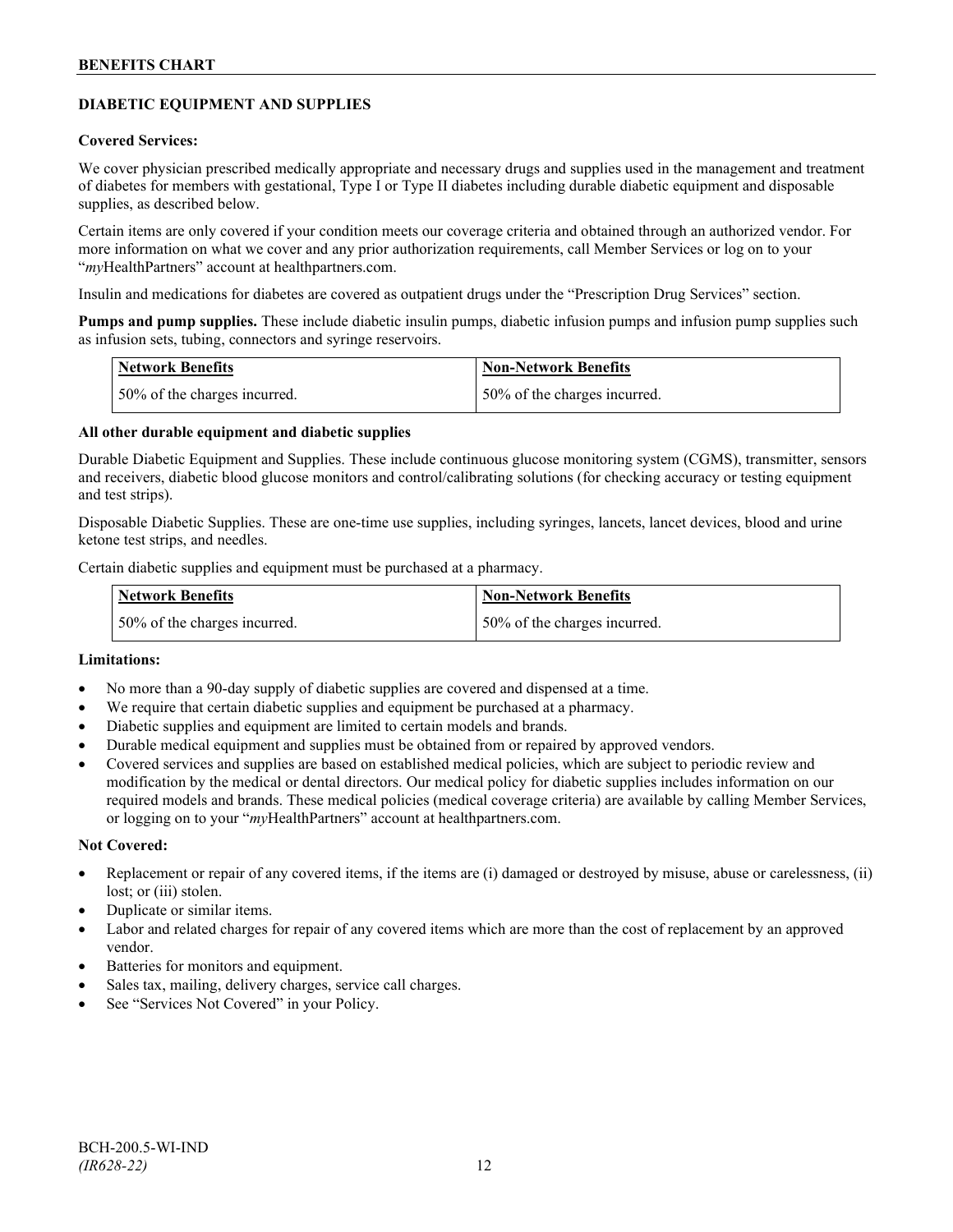## DIABETIC EQUIPMENT AND SUPPLIES

**Covered Services:**

We cover physician prescribed medically appropriate and necessary drugs and supplies used in the management and treatment of diabetes for members with gestational, Type I or Type II diabetes including durable diabetic equipment and disposable supplies, as described below.

Certain items are only covered if your condition meets our coverage criteria and obtained through an authorized vendor. For more information on what we cover and any prior authorization requirements, call Member Services or log on to your "*my*HealthPartners" account at healthpartners.com.

Insulin and medications for diabetes are covered as outpatient drugs under the "Prescription Drug Services" section.

**Pumps and pump supplies.** These include diabetic insulin pumps, diabetic infusion pumps and infusion pump supplies such as infusion sets, tubing, connectors and syringe reservoirs.

| Network Benefits | Non-Network Benefits |
|---|---|
| 50% of the charges incurred. | 50% of the charges incurred. |

**All other durable equipment and diabetic supplies**

Durable Diabetic Equipment and Supplies. These include continuous glucose monitoring system (CGMS), transmitter, sensors and receivers, diabetic blood glucose monitors and control/calibrating solutions (for checking accuracy or testing equipment and test strips).

Disposable Diabetic Supplies. These are one-time use supplies, including syringes, lancets, lancet devices, blood and urine ketone test strips, and needles.

Certain diabetic supplies and equipment must be purchased at a pharmacy.

| Network Benefits | Non-Network Benefits |
|---|---|
| 50% of the charges incurred. | 50% of the charges incurred. |

**Limitations:**

- No more than a 90-day supply of diabetic supplies are covered and dispensed at a time.
- We require that certain diabetic supplies and equipment be purchased at a pharmacy.
- Diabetic supplies and equipment are limited to certain models and brands.
- Durable medical equipment and supplies must be obtained from or repaired by approved vendors.
- Covered services and supplies are based on established medical policies, which are subject to periodic review and modification by the medical or dental directors. Our medical policy for diabetic supplies includes information on our required models and brands. These medical policies (medical coverage criteria) are available by calling Member Services, or logging on to your "*my*HealthPartners" account at healthpartners.com.

**Not Covered:**

- Replacement or repair of any covered items, if the items are (i) damaged or destroyed by misuse, abuse or carelessness, (ii) lost; or (iii) stolen.
- Duplicate or similar items.
- Labor and related charges for repair of any covered items which are more than the cost of replacement by an approved vendor.
- Batteries for monitors and equipment.
- Sales tax, mailing, delivery charges, service call charges.
- See "Services Not Covered" in your Policy.

BCH-200.5-WI-IND
*(IR628-22)*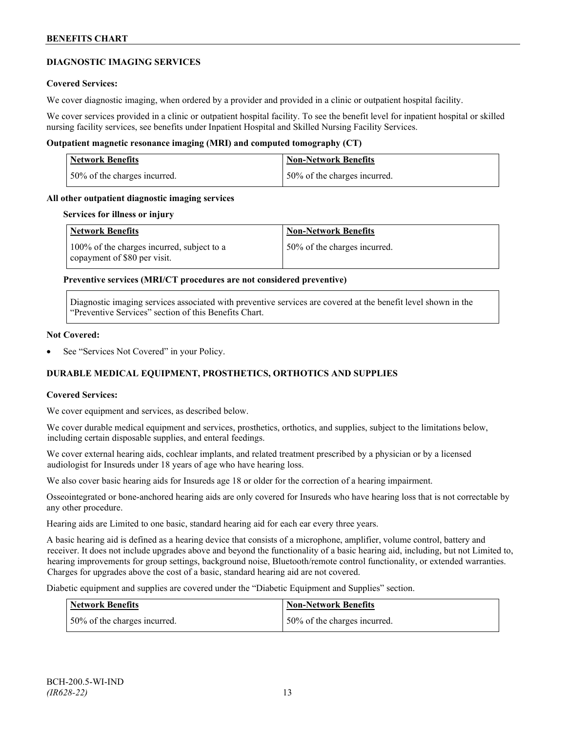## DIAGNOSTIC IMAGING SERVICES

**Covered Services:**

We cover diagnostic imaging, when ordered by a provider and provided in a clinic or outpatient hospital facility.

We cover services provided in a clinic or outpatient hospital facility. To see the benefit level for inpatient hospital or skilled nursing facility services, see benefits under Inpatient Hospital and Skilled Nursing Facility Services.

**Outpatient magnetic resonance imaging (MRI) and computed tomography (CT)**

| Network Benefits | Non-Network Benefits |
|---|---|
| 50% of the charges incurred. | 50% of the charges incurred. |

**All other outpatient diagnostic imaging services**

**Services for illness or injury**

| Network Benefits | Non-Network Benefits |
|---|---|
| 100% of the charges incurred, subject to a copayment of $80 per visit. | 50% of the charges incurred. |

**Preventive services (MRI/CT procedures are not considered preventive)**

| |
|---|
| Diagnostic imaging services associated with preventive services are covered at the benefit level shown in the "Preventive Services" section of this Benefits Chart. |

**Not Covered:**

- See "Services Not Covered" in your Policy.

## DURABLE MEDICAL EQUIPMENT, PROSTHETICS, ORTHOTICS AND SUPPLIES

**Covered Services:**

We cover equipment and services, as described below.

We cover durable medical equipment and services, prosthetics, orthotics, and supplies, subject to the limitations below, including certain disposable supplies, and enteral feedings.

We cover external hearing aids, cochlear implants, and related treatment prescribed by a physician or by a licensed audiologist for Insureds under 18 years of age who have hearing loss.

We also cover basic hearing aids for Insureds age 18 or older for the correction of a hearing impairment.

Osseointegrated or bone-anchored hearing aids are only covered for Insureds who have hearing loss that is not correctable by any other procedure.

Hearing aids are Limited to one basic, standard hearing aid for each ear every three years.

A basic hearing aid is defined as a hearing device that consists of a microphone, amplifier, volume control, battery and receiver. It does not include upgrades above and beyond the functionality of a basic hearing aid, including, but not Limited to, hearing improvements for group settings, background noise, Bluetooth/remote control functionality, or extended warranties. Charges for upgrades above the cost of a basic, standard hearing aid are not covered.

Diabetic equipment and supplies are covered under the "Diabetic Equipment and Supplies" section.

| Network Benefits | Non-Network Benefits |
|---|---|
| 50% of the charges incurred. | 50% of the charges incurred. |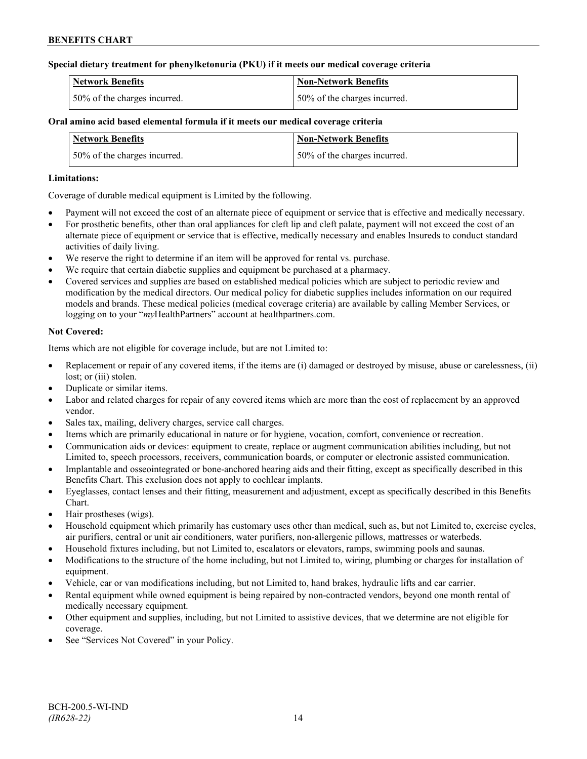**Special dietary treatment for phenylketonuria (PKU) if it meets our medical coverage criteria**

| Network Benefits | Non-Network Benefits |
|---|---|
| 50% of the charges incurred. | 50% of the charges incurred. |

**Oral amino acid based elemental formula if it meets our medical coverage criteria**

| Network Benefits | Non-Network Benefits |
|---|---|
| 50% of the charges incurred. | 50% of the charges incurred. |

**Limitations:**

Coverage of durable medical equipment is Limited by the following.

- Payment will not exceed the cost of an alternate piece of equipment or service that is effective and medically necessary.
- For prosthetic benefits, other than oral appliances for cleft lip and cleft palate, payment will not exceed the cost of an alternate piece of equipment or service that is effective, medically necessary and enables Insureds to conduct standard activities of daily living.
- We reserve the right to determine if an item will be approved for rental vs. purchase.
- We require that certain diabetic supplies and equipment be purchased at a pharmacy.
- Covered services and supplies are based on established medical policies which are subject to periodic review and modification by the medical directors. Our medical policy for diabetic supplies includes information on our required models and brands. These medical policies (medical coverage criteria) are available by calling Member Services, or logging on to your "*my*HealthPartners" account at healthpartners.com.

**Not Covered:**

Items which are not eligible for coverage include, but are not Limited to:

- Replacement or repair of any covered items, if the items are (i) damaged or destroyed by misuse, abuse or carelessness, (ii) lost; or (iii) stolen.
- Duplicate or similar items.
- Labor and related charges for repair of any covered items which are more than the cost of replacement by an approved vendor.
- Sales tax, mailing, delivery charges, service call charges.
- Items which are primarily educational in nature or for hygiene, vocation, comfort, convenience or recreation.
- Communication aids or devices: equipment to create, replace or augment communication abilities including, but not Limited to, speech processors, receivers, communication boards, or computer or electronic assisted communication.
- Implantable and osseointegrated or bone-anchored hearing aids and their fitting, except as specifically described in this Benefits Chart. This exclusion does not apply to cochlear implants.
- Eyeglasses, contact lenses and their fitting, measurement and adjustment, except as specifically described in this Benefits Chart.
- Hair prostheses (wigs).
- Household equipment which primarily has customary uses other than medical, such as, but not Limited to, exercise cycles, air purifiers, central or unit air conditioners, water purifiers, non-allergenic pillows, mattresses or waterbeds.
- Household fixtures including, but not Limited to, escalators or elevators, ramps, swimming pools and saunas.
- Modifications to the structure of the home including, but not Limited to, wiring, plumbing or charges for installation of equipment.
- Vehicle, car or van modifications including, but not Limited to, hand brakes, hydraulic lifts and car carrier.
- Rental equipment while owned equipment is being repaired by non-contracted vendors, beyond one month rental of medically necessary equipment.
- Other equipment and supplies, including, but not Limited to assistive devices, that we determine are not eligible for coverage.
- See "Services Not Covered" in your Policy.

BCH-200.5-WI-IND
*(IR628-22)*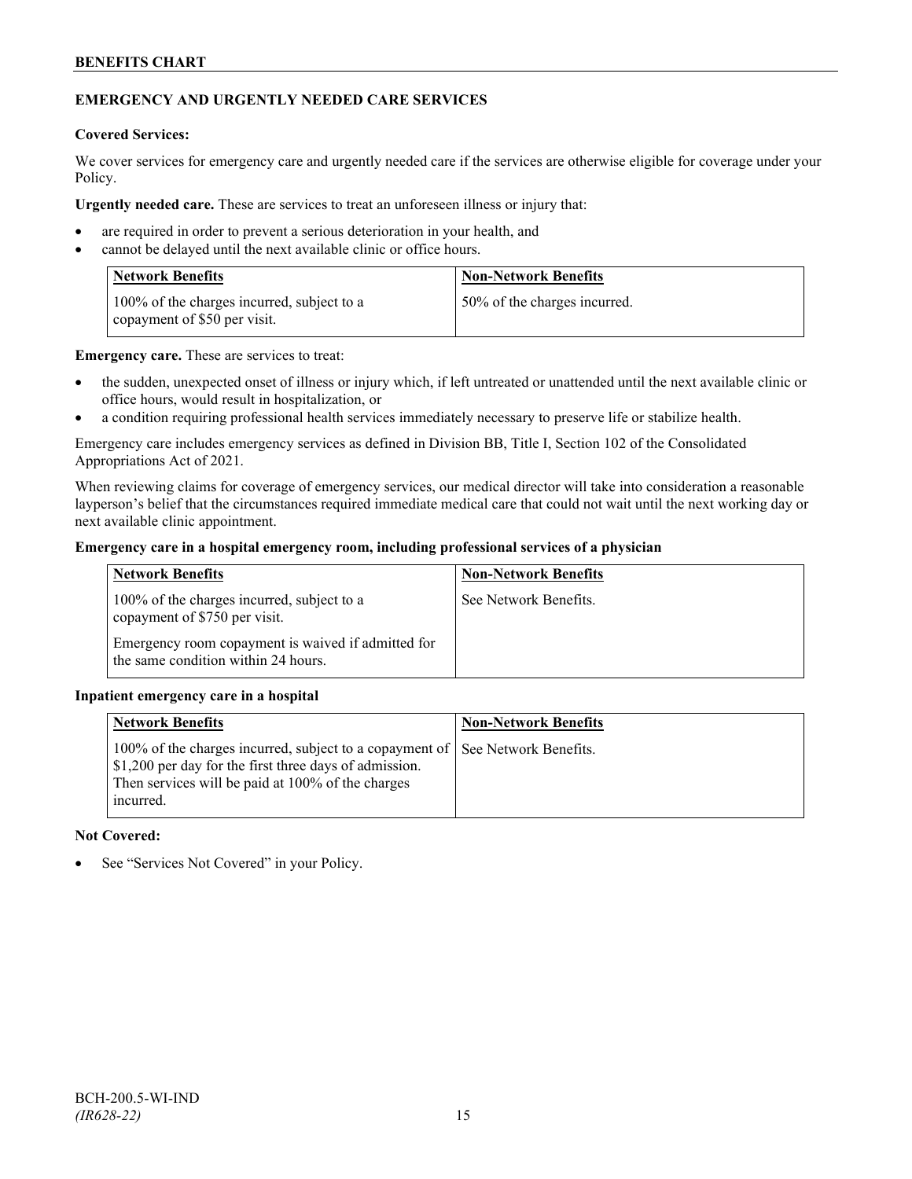## EMERGENCY AND URGENTLY NEEDED CARE SERVICES

**Covered Services:**

We cover services for emergency care and urgently needed care if the services are otherwise eligible for coverage under your Policy.

**Urgently needed care.** These are services to treat an unforeseen illness or injury that:

- are required in order to prevent a serious deterioration in your health, and
- cannot be delayed until the next available clinic or office hours.

| Network Benefits | Non-Network Benefits |
|---|---|
| 100% of the charges incurred, subject to a copayment of $50 per visit. | 50% of the charges incurred. |

**Emergency care.** These are services to treat:

- the sudden, unexpected onset of illness or injury which, if left untreated or unattended until the next available clinic or office hours, would result in hospitalization, or
- a condition requiring professional health services immediately necessary to preserve life or stabilize health.

Emergency care includes emergency services as defined in Division BB, Title I, Section 102 of the Consolidated Appropriations Act of 2021.

When reviewing claims for coverage of emergency services, our medical director will take into consideration a reasonable layperson's belief that the circumstances required immediate medical care that could not wait until the next working day or next available clinic appointment.

**Emergency care in a hospital emergency room, including professional services of a physician**

| Network Benefits | Non-Network Benefits |
|---|---|
| 100% of the charges incurred, subject to a copayment of $750 per visit.<br><br>Emergency room copayment is waived if admitted for the same condition within 24 hours. | See Network Benefits. |

**Inpatient emergency care in a hospital**

| Network Benefits | Non-Network Benefits |
|---|---|
| 100% of the charges incurred, subject to a copayment of $1,200 per day for the first three days of admission. Then services will be paid at 100% of the charges incurred. | See Network Benefits. |

**Not Covered:**

- See "Services Not Covered" in your Policy.

BCH-200.5-WI-IND
*(IR628-22)*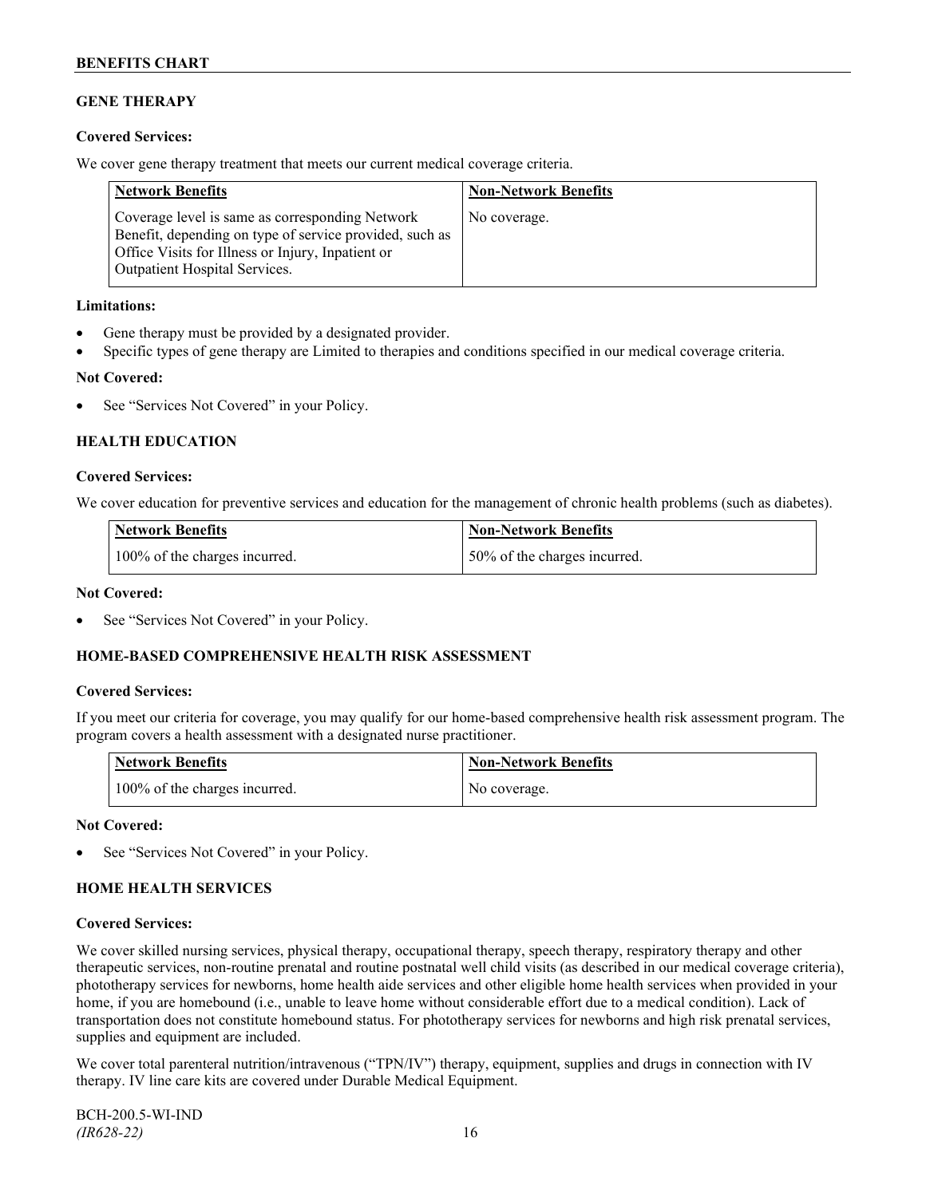## GENE THERAPY

**Covered Services:**

We cover gene therapy treatment that meets our current medical coverage criteria.

| Network Benefits | Non-Network Benefits |
|---|---|
| Coverage level is same as corresponding Network Benefit, depending on type of service provided, such as Office Visits for Illness or Injury, Inpatient or Outpatient Hospital Services. | No coverage. |

**Limitations:**

- Gene therapy must be provided by a designated provider.
- Specific types of gene therapy are Limited to therapies and conditions specified in our medical coverage criteria.

**Not Covered:**

- See "Services Not Covered" in your Policy.

## HEALTH EDUCATION

**Covered Services:**

We cover education for preventive services and education for the management of chronic health problems (such as diabetes).

| Network Benefits | Non-Network Benefits |
|---|---|
| 100% of the charges incurred. | 50% of the charges incurred. |

**Not Covered:**

- See "Services Not Covered" in your Policy.

## HOME-BASED COMPREHENSIVE HEALTH RISK ASSESSMENT

**Covered Services:**

If you meet our criteria for coverage, you may qualify for our home-based comprehensive health risk assessment program. The program covers a health assessment with a designated nurse practitioner.

| Network Benefits | Non-Network Benefits |
|---|---|
| 100% of the charges incurred. | No coverage. |

**Not Covered:**

- See "Services Not Covered" in your Policy.

## HOME HEALTH SERVICES

**Covered Services:**

We cover skilled nursing services, physical therapy, occupational therapy, speech therapy, respiratory therapy and other therapeutic services, non-routine prenatal and routine postnatal well child visits (as described in our medical coverage criteria), phototherapy services for newborns, home health aide services and other eligible home health services when provided in your home, if you are homebound (i.e., unable to leave home without considerable effort due to a medical condition). Lack of transportation does not constitute homebound status. For phototherapy services for newborns and high risk prenatal services, supplies and equipment are included.

We cover total parenteral nutrition/intravenous ("TPN/IV") therapy, equipment, supplies and drugs in connection with IV therapy. IV line care kits are covered under Durable Medical Equipment.

BCH-200.5-WI-IND
*(IR628-22)*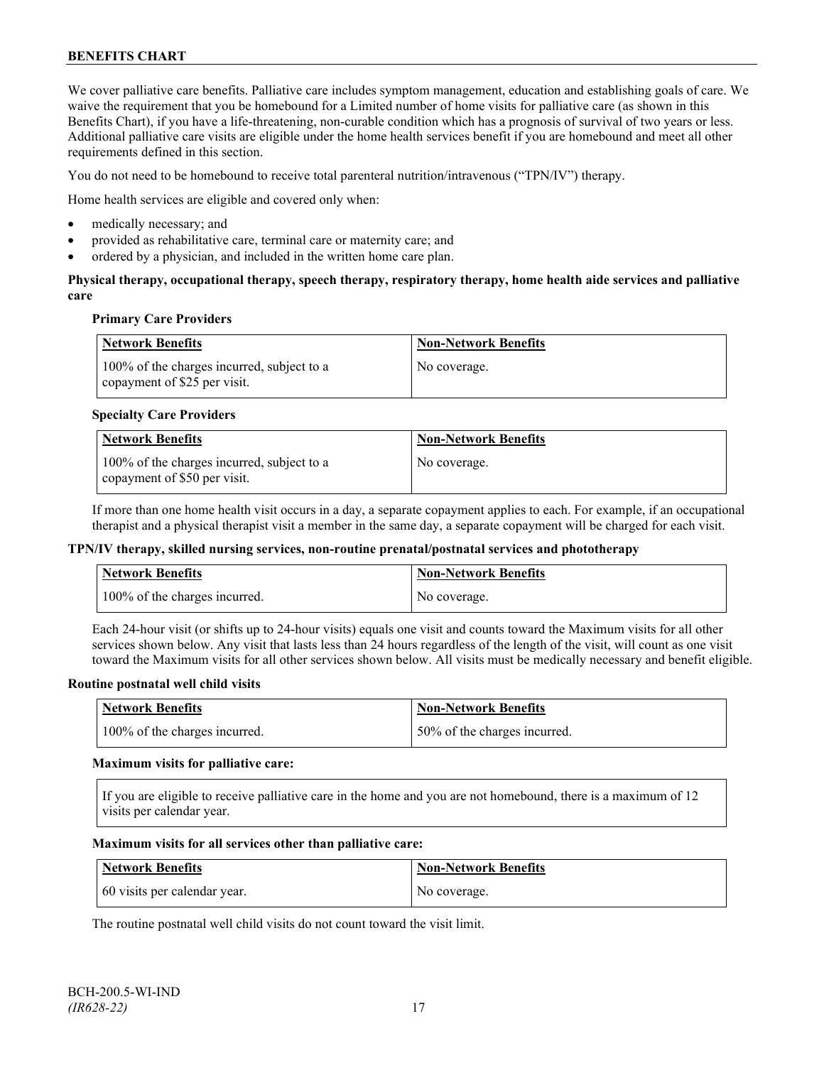We cover palliative care benefits. Palliative care includes symptom management, education and establishing goals of care. We waive the requirement that you be homebound for a Limited number of home visits for palliative care (as shown in this Benefits Chart), if you have a life-threatening, non-curable condition which has a prognosis of survival of two years or less. Additional palliative care visits are eligible under the home health services benefit if you are homebound and meet all other requirements defined in this section.

You do not need to be homebound to receive total parenteral nutrition/intravenous ("TPN/IV") therapy.

Home health services are eligible and covered only when:

- medically necessary; and
- provided as rehabilitative care, terminal care or maternity care; and
- ordered by a physician, and included in the written home care plan.

**Physical therapy, occupational therapy, speech therapy, respiratory therapy, home health aide services and palliative care**

**Primary Care Providers**

| Network Benefits | Non-Network Benefits |
|---|---|
| 100% of the charges incurred, subject to a copayment of $25 per visit. | No coverage. |

**Specialty Care Providers**

| Network Benefits | Non-Network Benefits |
|---|---|
| 100% of the charges incurred, subject to a copayment of $50 per visit. | No coverage. |

If more than one home health visit occurs in a day, a separate copayment applies to each. For example, if an occupational therapist and a physical therapist visit a member in the same day, a separate copayment will be charged for each visit.

**TPN/IV therapy, skilled nursing services, non-routine prenatal/postnatal services and phototherapy**

| Network Benefits | Non-Network Benefits |
|---|---|
| 100% of the charges incurred. | No coverage. |

Each 24-hour visit (or shifts up to 24-hour visits) equals one visit and counts toward the Maximum visits for all other services shown below. Any visit that lasts less than 24 hours regardless of the length of the visit, will count as one visit toward the Maximum visits for all other services shown below. All visits must be medically necessary and benefit eligible.

**Routine postnatal well child visits**

| Network Benefits | Non-Network Benefits |
|---|---|
| 100% of the charges incurred. | 50% of the charges incurred. |

**Maximum visits for palliative care:**

If you are eligible to receive palliative care in the home and you are not homebound, there is a maximum of 12 visits per calendar year.

**Maximum visits for all services other than palliative care:**

| Network Benefits | Non-Network Benefits |
|---|---|
| 60 visits per calendar year. | No coverage. |

The routine postnatal well child visits do not count toward the visit limit.

BCH-200.5-WI-IND
*(IR628-22)*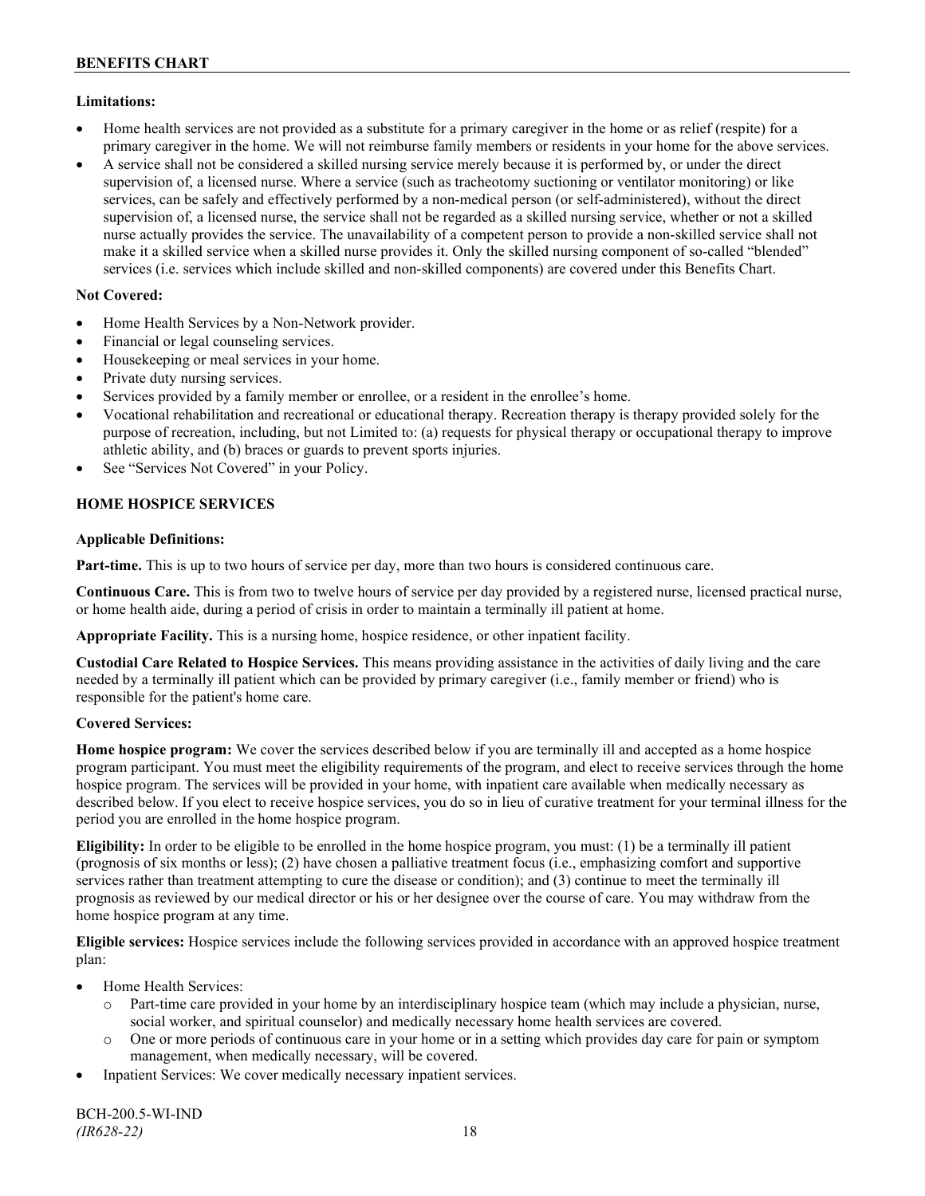**Limitations:**

- Home health services are not provided as a substitute for a primary caregiver in the home or as relief (respite) for a primary caregiver in the home. We will not reimburse family members or residents in your home for the above services.
- A service shall not be considered a skilled nursing service merely because it is performed by, or under the direct supervision of, a licensed nurse. Where a service (such as tracheotomy suctioning or ventilator monitoring) or like services, can be safely and effectively performed by a non-medical person (or self-administered), without the direct supervision of, a licensed nurse, the service shall not be regarded as a skilled nursing service, whether or not a skilled nurse actually provides the service. The unavailability of a competent person to provide a non-skilled service shall not make it a skilled service when a skilled nurse provides it. Only the skilled nursing component of so-called "blended" services (i.e. services which include skilled and non-skilled components) are covered under this Benefits Chart.

**Not Covered:**

- Home Health Services by a Non-Network provider.
- Financial or legal counseling services.
- Housekeeping or meal services in your home.
- Private duty nursing services.
- Services provided by a family member or enrollee, or a resident in the enrollee's home.
- Vocational rehabilitation and recreational or educational therapy. Recreation therapy is therapy provided solely for the purpose of recreation, including, but not Limited to: (a) requests for physical therapy or occupational therapy to improve athletic ability, and (b) braces or guards to prevent sports injuries.
- See "Services Not Covered" in your Policy.

## HOME HOSPICE SERVICES

**Applicable Definitions:**

**Part-time.** This is up to two hours of service per day, more than two hours is considered continuous care.

**Continuous Care.** This is from two to twelve hours of service per day provided by a registered nurse, licensed practical nurse, or home health aide, during a period of crisis in order to maintain a terminally ill patient at home.

**Appropriate Facility.** This is a nursing home, hospice residence, or other inpatient facility.

**Custodial Care Related to Hospice Services.** This means providing assistance in the activities of daily living and the care needed by a terminally ill patient which can be provided by primary caregiver (i.e., family member or friend) who is responsible for the patient's home care.

**Covered Services:**

**Home hospice program:** We cover the services described below if you are terminally ill and accepted as a home hospice program participant. You must meet the eligibility requirements of the program, and elect to receive services through the home hospice program. The services will be provided in your home, with inpatient care available when medically necessary as described below. If you elect to receive hospice services, you do so in lieu of curative treatment for your terminal illness for the period you are enrolled in the home hospice program.

**Eligibility:** In order to be eligible to be enrolled in the home hospice program, you must: (1) be a terminally ill patient (prognosis of six months or less); (2) have chosen a palliative treatment focus (i.e., emphasizing comfort and supportive services rather than treatment attempting to cure the disease or condition); and (3) continue to meet the terminally ill prognosis as reviewed by our medical director or his or her designee over the course of care. You may withdraw from the home hospice program at any time.

**Eligible services:** Hospice services include the following services provided in accordance with an approved hospice treatment plan:

- Home Health Services:
  - Part-time care provided in your home by an interdisciplinary hospice team (which may include a physician, nurse, social worker, and spiritual counselor) and medically necessary home health services are covered.
  - One or more periods of continuous care in your home or in a setting which provides day care for pain or symptom management, when medically necessary, will be covered.
- Inpatient Services: We cover medically necessary inpatient services.

BCH-200.5-WI-IND
*(IR628-22)*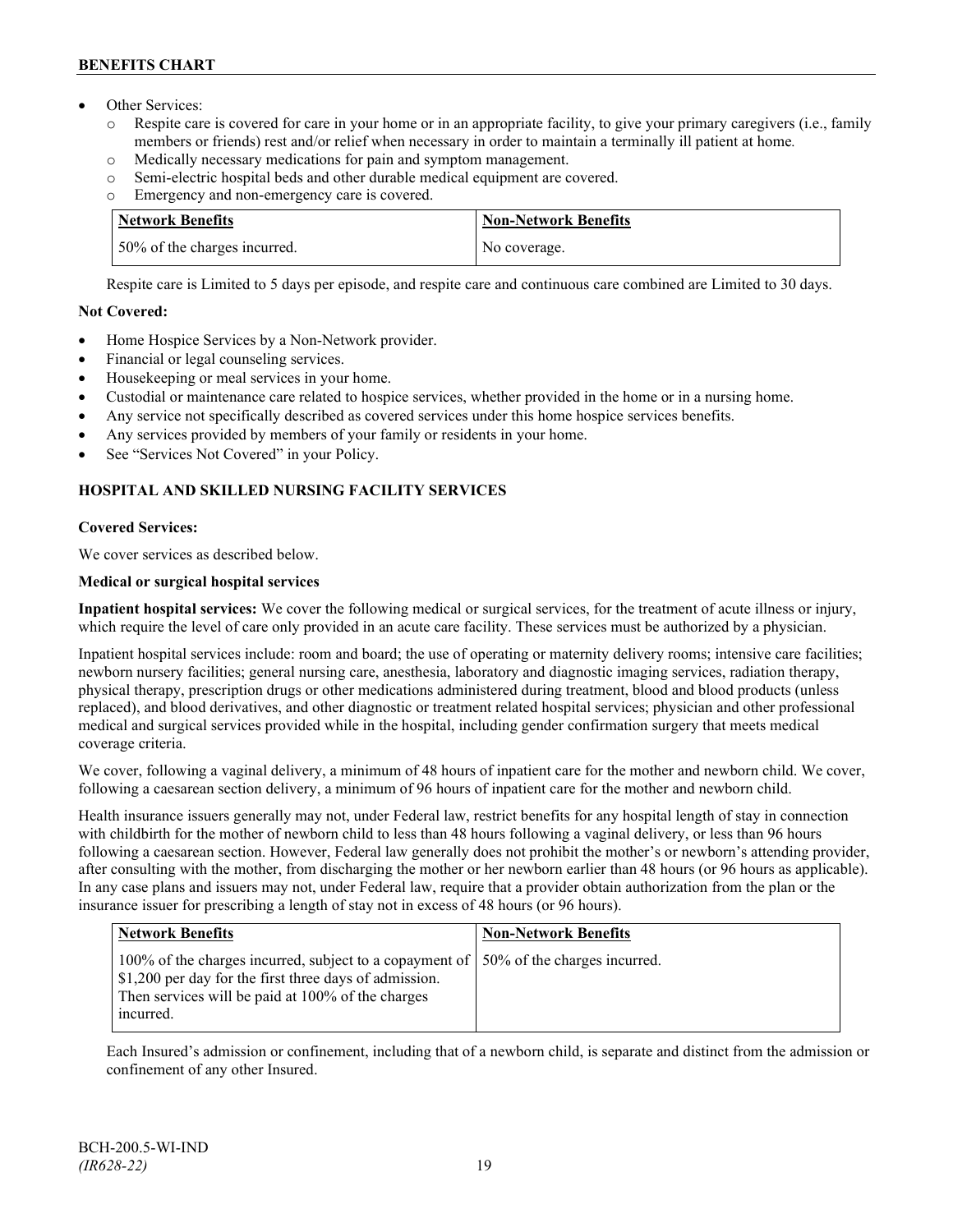- Other Services:
  - Respite care is covered for care in your home or in an appropriate facility, to give your primary caregivers (i.e., family members or friends) rest and/or relief when necessary in order to maintain a terminally ill patient at home.
  - Medically necessary medications for pain and symptom management.
  - Semi-electric hospital beds and other durable medical equipment are covered.
  - Emergency and non-emergency care is covered.

| Network Benefits | Non-Network Benefits |
|---|---|
| 50% of the charges incurred. | No coverage. |

Respite care is Limited to 5 days per episode, and respite care and continuous care combined are Limited to 30 days.

**Not Covered:**

- Home Hospice Services by a Non-Network provider.
- Financial or legal counseling services.
- Housekeeping or meal services in your home.
- Custodial or maintenance care related to hospice services, whether provided in the home or in a nursing home.
- Any service not specifically described as covered services under this home hospice services benefits.
- Any services provided by members of your family or residents in your home.
- See "Services Not Covered" in your Policy.

## HOSPITAL AND SKILLED NURSING FACILITY SERVICES

**Covered Services:**

We cover services as described below.

**Medical or surgical hospital services**

**Inpatient hospital services:** We cover the following medical or surgical services, for the treatment of acute illness or injury, which require the level of care only provided in an acute care facility. These services must be authorized by a physician.

Inpatient hospital services include: room and board; the use of operating or maternity delivery rooms; intensive care facilities; newborn nursery facilities; general nursing care, anesthesia, laboratory and diagnostic imaging services, radiation therapy, physical therapy, prescription drugs or other medications administered during treatment, blood and blood products (unless replaced), and blood derivatives, and other diagnostic or treatment related hospital services; physician and other professional medical and surgical services provided while in the hospital, including gender confirmation surgery that meets medical coverage criteria.

We cover, following a vaginal delivery, a minimum of 48 hours of inpatient care for the mother and newborn child. We cover, following a caesarean section delivery, a minimum of 96 hours of inpatient care for the mother and newborn child.

Health insurance issuers generally may not, under Federal law, restrict benefits for any hospital length of stay in connection with childbirth for the mother of newborn child to less than 48 hours following a vaginal delivery, or less than 96 hours following a caesarean section. However, Federal law generally does not prohibit the mother's or newborn's attending provider, after consulting with the mother, from discharging the mother or her newborn earlier than 48 hours (or 96 hours as applicable). In any case plans and issuers may not, under Federal law, require that a provider obtain authorization from the plan or the insurance issuer for prescribing a length of stay not in excess of 48 hours (or 96 hours).

| Network Benefits | Non-Network Benefits |
|---|---|
| 100% of the charges incurred, subject to a copayment of $1,200 per day for the first three days of admission. Then services will be paid at 100% of the charges incurred. | 50% of the charges incurred. |

Each Insured's admission or confinement, including that of a newborn child, is separate and distinct from the admission or confinement of any other Insured.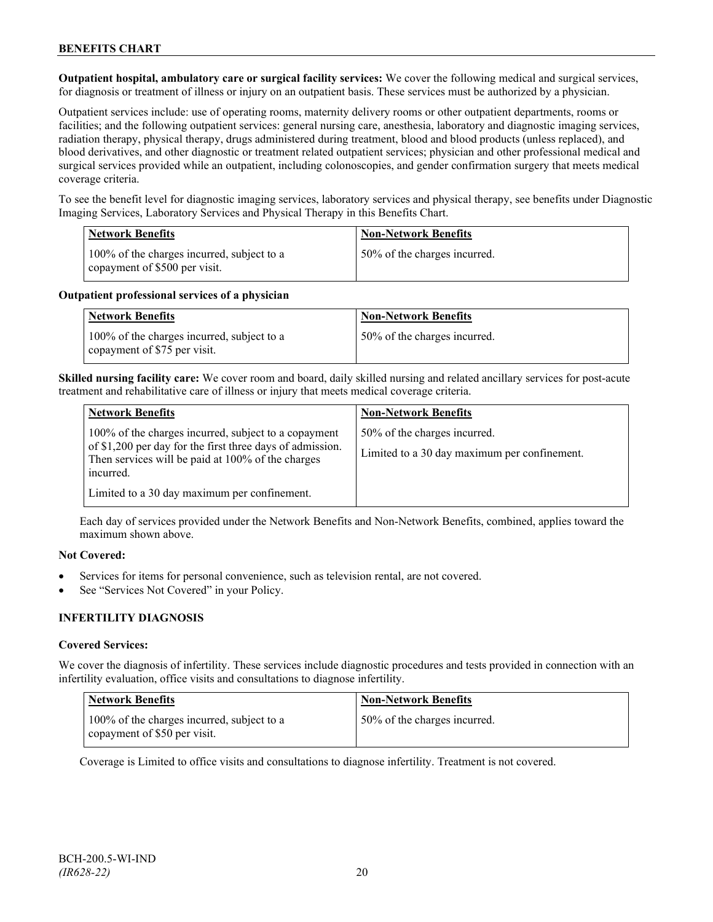**Outpatient hospital, ambulatory care or surgical facility services:** We cover the following medical and surgical services, for diagnosis or treatment of illness or injury on an outpatient basis. These services must be authorized by a physician.

Outpatient services include: use of operating rooms, maternity delivery rooms or other outpatient departments, rooms or facilities; and the following outpatient services: general nursing care, anesthesia, laboratory and diagnostic imaging services, radiation therapy, physical therapy, drugs administered during treatment, blood and blood products (unless replaced), and blood derivatives, and other diagnostic or treatment related outpatient services; physician and other professional medical and surgical services provided while an outpatient, including colonoscopies, and gender confirmation surgery that meets medical coverage criteria.

To see the benefit level for diagnostic imaging services, laboratory services and physical therapy, see benefits under Diagnostic Imaging Services, Laboratory Services and Physical Therapy in this Benefits Chart.

| Network Benefits | Non-Network Benefits |
|---|---|
| 100% of the charges incurred, subject to a copayment of $500 per visit. | 50% of the charges incurred. |

**Outpatient professional services of a physician**

| Network Benefits | Non-Network Benefits |
|---|---|
| 100% of the charges incurred, subject to a copayment of $75 per visit. | 50% of the charges incurred. |

**Skilled nursing facility care:** We cover room and board, daily skilled nursing and related ancillary services for post-acute treatment and rehabilitative care of illness or injury that meets medical coverage criteria.

| Network Benefits | Non-Network Benefits |
|---|---|
| 100% of the charges incurred, subject to a copayment of $1,200 per day for the first three days of admission. Then services will be paid at 100% of the charges incurred.<br><br>Limited to a 30 day maximum per confinement. | 50% of the charges incurred.<br><br>Limited to a 30 day maximum per confinement. |

Each day of services provided under the Network Benefits and Non-Network Benefits, combined, applies toward the maximum shown above.

**Not Covered:**

- Services for items for personal convenience, such as television rental, are not covered.
- See "Services Not Covered" in your Policy.

### INFERTILITY DIAGNOSIS

**Covered Services:**

We cover the diagnosis of infertility. These services include diagnostic procedures and tests provided in connection with an infertility evaluation, office visits and consultations to diagnose infertility.

| Network Benefits | Non-Network Benefits |
|---|---|
| 100% of the charges incurred, subject to a copayment of $50 per visit. | 50% of the charges incurred. |

Coverage is Limited to office visits and consultations to diagnose infertility. Treatment is not covered.

BCH-200.5-WI-IND
*(IR628-22)*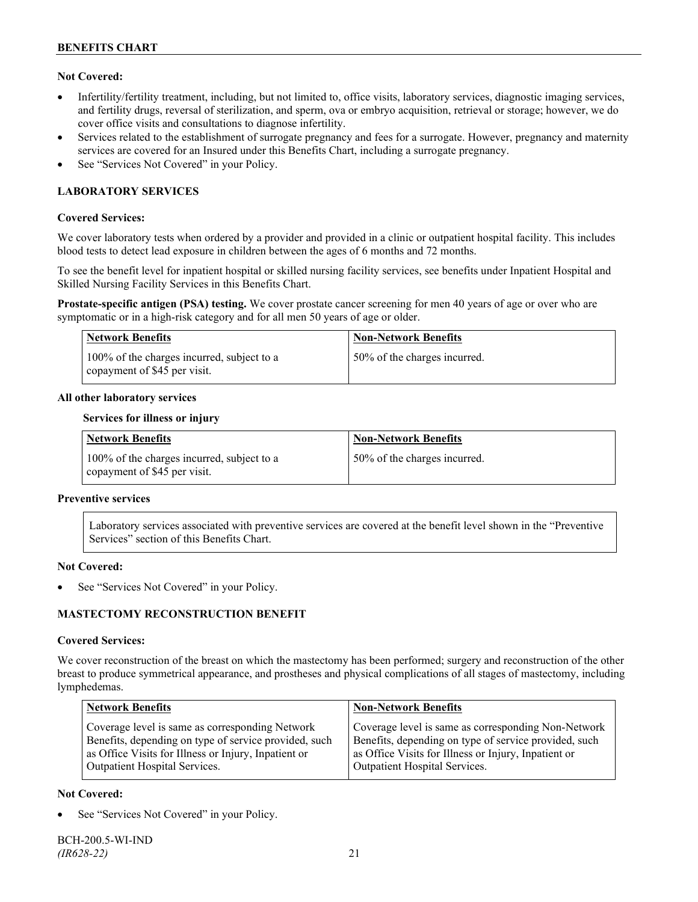**Not Covered:**

- Infertility/fertility treatment, including, but not limited to, office visits, laboratory services, diagnostic imaging services, and fertility drugs, reversal of sterilization, and sperm, ova or embryo acquisition, retrieval or storage; however, we do cover office visits and consultations to diagnose infertility.
- Services related to the establishment of surrogate pregnancy and fees for a surrogate. However, pregnancy and maternity services are covered for an Insured under this Benefits Chart, including a surrogate pregnancy.
- See "Services Not Covered" in your Policy.

## LABORATORY SERVICES

**Covered Services:**

We cover laboratory tests when ordered by a provider and provided in a clinic or outpatient hospital facility. This includes blood tests to detect lead exposure in children between the ages of 6 months and 72 months.

To see the benefit level for inpatient hospital or skilled nursing facility services, see benefits under Inpatient Hospital and Skilled Nursing Facility Services in this Benefits Chart.

**Prostate-specific antigen (PSA) testing.** We cover prostate cancer screening for men 40 years of age or over who are symptomatic or in a high-risk category and for all men 50 years of age or older.

| Network Benefits | Non-Network Benefits |
|---|---|
| 100% of the charges incurred, subject to a copayment of $45 per visit. | 50% of the charges incurred. |

**All other laboratory services**

**Services for illness or injury**

| Network Benefits | Non-Network Benefits |
|---|---|
| 100% of the charges incurred, subject to a copayment of $45 per visit. | 50% of the charges incurred. |

**Preventive services**

Laboratory services associated with preventive services are covered at the benefit level shown in the "Preventive Services" section of this Benefits Chart.

**Not Covered:**

- See "Services Not Covered" in your Policy.

## MASTECTOMY RECONSTRUCTION BENEFIT

**Covered Services:**

We cover reconstruction of the breast on which the mastectomy has been performed; surgery and reconstruction of the other breast to produce symmetrical appearance, and prostheses and physical complications of all stages of mastectomy, including lymphedemas.

| Network Benefits | Non-Network Benefits |
|---|---|
| Coverage level is same as corresponding Network Benefits, depending on type of service provided, such as Office Visits for Illness or Injury, Inpatient or Outpatient Hospital Services. | Coverage level is same as corresponding Non-Network Benefits, depending on type of service provided, such as Office Visits for Illness or Injury, Inpatient or Outpatient Hospital Services. |

**Not Covered:**

- See "Services Not Covered" in your Policy.

BCH-200.5-WI-IND
*(IR628-22)*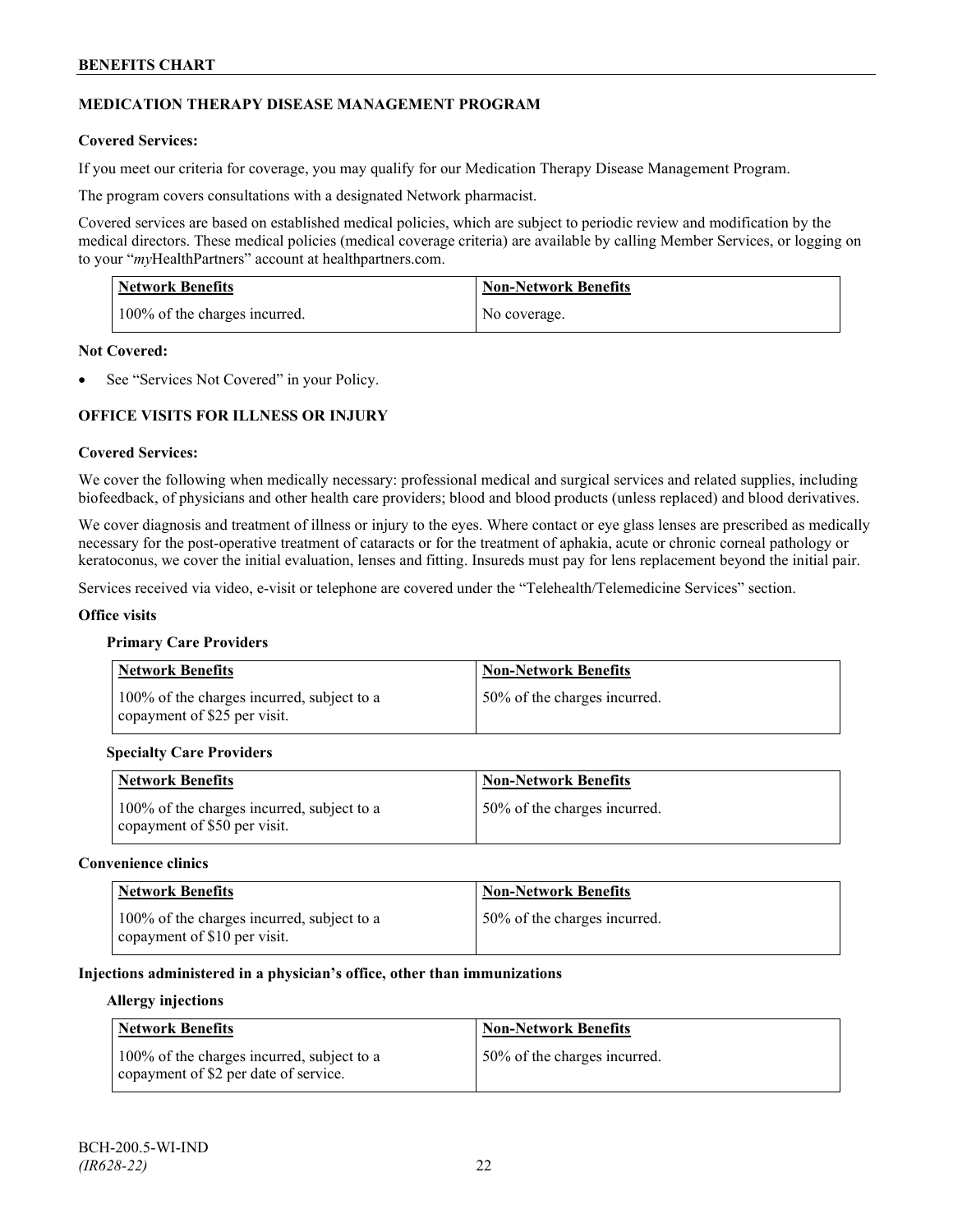## MEDICATION THERAPY DISEASE MANAGEMENT PROGRAM

**Covered Services:**

If you meet our criteria for coverage, you may qualify for our Medication Therapy Disease Management Program.

The program covers consultations with a designated Network pharmacist.

Covered services are based on established medical policies, which are subject to periodic review and modification by the medical directors. These medical policies (medical coverage criteria) are available by calling Member Services, or logging on to your "*my*HealthPartners" account at healthpartners.com.

| Network Benefits | Non-Network Benefits |
|---|---|
| 100% of the charges incurred. | No coverage. |

**Not Covered:**

- See "Services Not Covered" in your Policy.

## OFFICE VISITS FOR ILLNESS OR INJURY

**Covered Services:**

We cover the following when medically necessary: professional medical and surgical services and related supplies, including biofeedback, of physicians and other health care providers; blood and blood products (unless replaced) and blood derivatives.

We cover diagnosis and treatment of illness or injury to the eyes. Where contact or eye glass lenses are prescribed as medically necessary for the post-operative treatment of cataracts or for the treatment of aphakia, acute or chronic corneal pathology or keratoconus, we cover the initial evaluation, lenses and fitting. Insureds must pay for lens replacement beyond the initial pair.

Services received via video, e-visit or telephone are covered under the "Telehealth/Telemedicine Services" section.

**Office visits**

**Primary Care Providers**

| Network Benefits | Non-Network Benefits |
|---|---|
| 100% of the charges incurred, subject to a copayment of $25 per visit. | 50% of the charges incurred. |

**Specialty Care Providers**

| Network Benefits | Non-Network Benefits |
|---|---|
| 100% of the charges incurred, subject to a copayment of $50 per visit. | 50% of the charges incurred. |

**Convenience clinics**

| Network Benefits | Non-Network Benefits |
|---|---|
| 100% of the charges incurred, subject to a copayment of $10 per visit. | 50% of the charges incurred. |

**Injections administered in a physician's office, other than immunizations**

**Allergy injections**

| Network Benefits | Non-Network Benefits |
|---|---|
| 100% of the charges incurred, subject to a copayment of $2 per date of service. | 50% of the charges incurred. |

BCH-200.5-WI-IND
*(IR628-22)*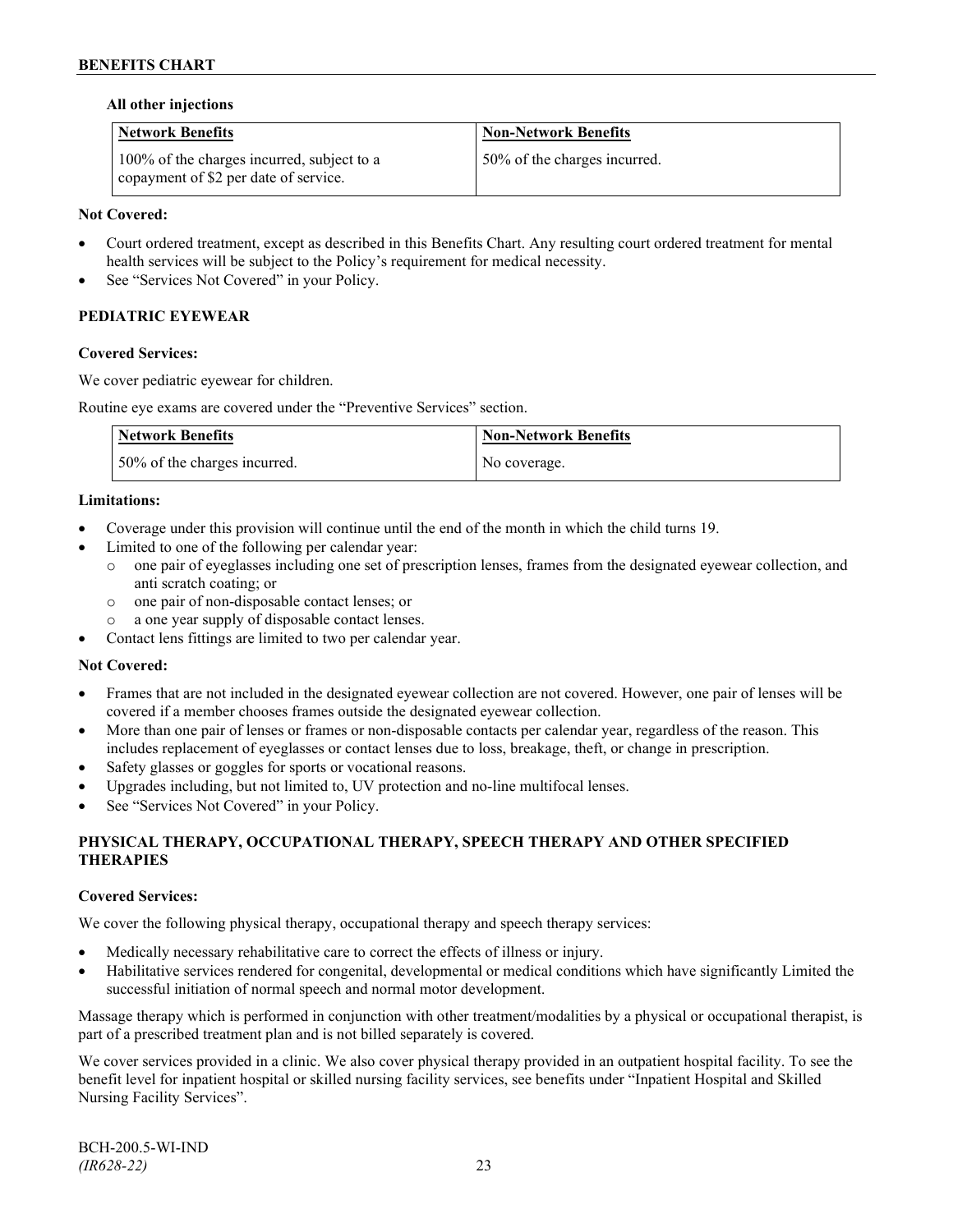**All other injections**

| Network Benefits | Non-Network Benefits |
|---|---|
| 100% of the charges incurred, subject to a copayment of $2 per date of service. | 50% of the charges incurred. |

**Not Covered:**

- Court ordered treatment, except as described in this Benefits Chart. Any resulting court ordered treatment for mental health services will be subject to the Policy's requirement for medical necessity.
- See "Services Not Covered" in your Policy.

## PEDIATRIC EYEWEAR

**Covered Services:**

We cover pediatric eyewear for children.

Routine eye exams are covered under the "Preventive Services" section.

| Network Benefits | Non-Network Benefits |
|---|---|
| 50% of the charges incurred. | No coverage. |

**Limitations:**

- Coverage under this provision will continue until the end of the month in which the child turns 19.
- Limited to one of the following per calendar year:
  - one pair of eyeglasses including one set of prescription lenses, frames from the designated eyewear collection, and anti scratch coating; or
  - one pair of non-disposable contact lenses; or
  - a one year supply of disposable contact lenses.
- Contact lens fittings are limited to two per calendar year.

**Not Covered:**

- Frames that are not included in the designated eyewear collection are not covered. However, one pair of lenses will be covered if a member chooses frames outside the designated eyewear collection.
- More than one pair of lenses or frames or non-disposable contacts per calendar year, regardless of the reason. This includes replacement of eyeglasses or contact lenses due to loss, breakage, theft, or change in prescription.
- Safety glasses or goggles for sports or vocational reasons.
- Upgrades including, but not limited to, UV protection and no-line multifocal lenses.
- See "Services Not Covered" in your Policy.

## PHYSICAL THERAPY, OCCUPATIONAL THERAPY, SPEECH THERAPY AND OTHER SPECIFIED THERAPIES

**Covered Services:**

We cover the following physical therapy, occupational therapy and speech therapy services:

- Medically necessary rehabilitative care to correct the effects of illness or injury.
- Habilitative services rendered for congenital, developmental or medical conditions which have significantly Limited the successful initiation of normal speech and normal motor development.

Massage therapy which is performed in conjunction with other treatment/modalities by a physical or occupational therapist, is part of a prescribed treatment plan and is not billed separately is covered.

We cover services provided in a clinic. We also cover physical therapy provided in an outpatient hospital facility. To see the benefit level for inpatient hospital or skilled nursing facility services, see benefits under "Inpatient Hospital and Skilled Nursing Facility Services".

BCH-200.5-WI-IND
*(IR628-22)*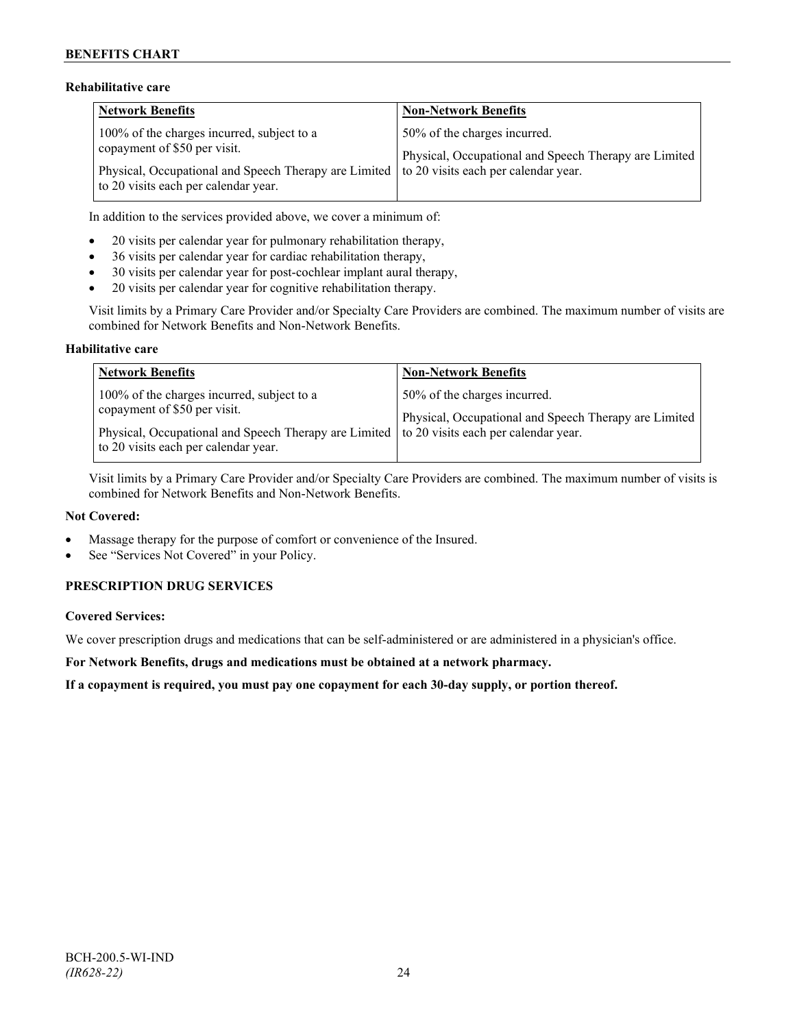**Rehabilitative care**

| Network Benefits | Non-Network Benefits |
|---|---|
| 100% of the charges incurred, subject to a copayment of $50 per visit.<br><br>Physical, Occupational and Speech Therapy are Limited to 20 visits each per calendar year. | 50% of the charges incurred.<br><br>Physical, Occupational and Speech Therapy are Limited to 20 visits each per calendar year. |

In addition to the services provided above, we cover a minimum of:

- 20 visits per calendar year for pulmonary rehabilitation therapy,
- 36 visits per calendar year for cardiac rehabilitation therapy,
- 30 visits per calendar year for post-cochlear implant aural therapy,
- 20 visits per calendar year for cognitive rehabilitation therapy.

Visit limits by a Primary Care Provider and/or Specialty Care Providers are combined. The maximum number of visits are combined for Network Benefits and Non-Network Benefits.

**Habilitative care**

| Network Benefits | Non-Network Benefits |
|---|---|
| 100% of the charges incurred, subject to a copayment of $50 per visit.<br><br>Physical, Occupational and Speech Therapy are Limited to 20 visits each per calendar year. | 50% of the charges incurred.<br><br>Physical, Occupational and Speech Therapy are Limited to 20 visits each per calendar year. |

Visit limits by a Primary Care Provider and/or Specialty Care Providers are combined. The maximum number of visits is combined for Network Benefits and Non-Network Benefits.

**Not Covered:**

- Massage therapy for the purpose of comfort or convenience of the Insured.
- See "Services Not Covered" in your Policy.

**PRESCRIPTION DRUG SERVICES**

**Covered Services:**

We cover prescription drugs and medications that can be self-administered or are administered in a physician's office.

**For Network Benefits, drugs and medications must be obtained at a network pharmacy.**

**If a copayment is required, you must pay one copayment for each 30-day supply, or portion thereof.**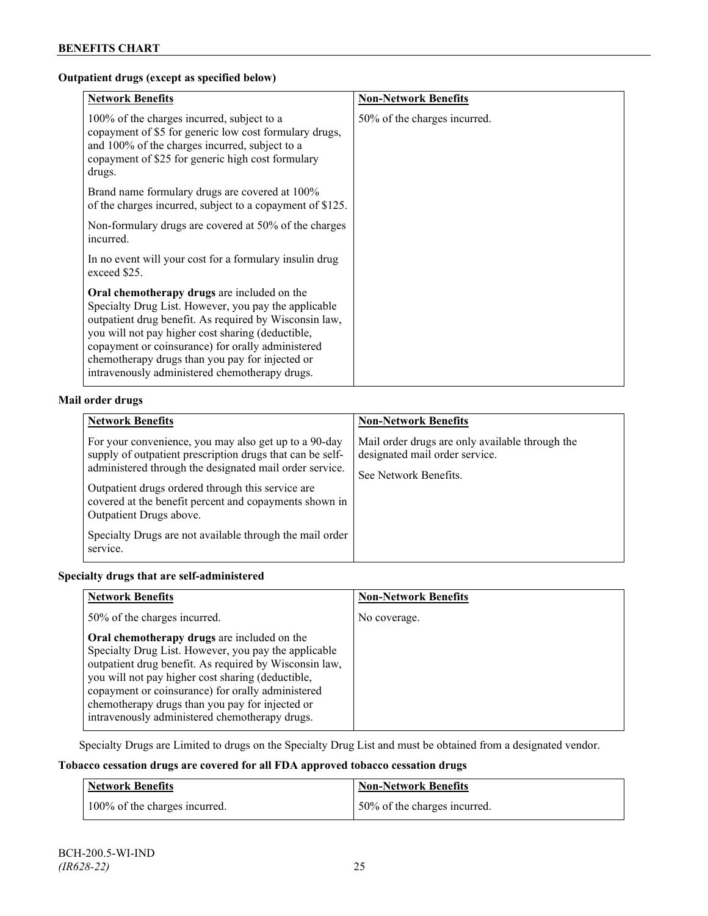**Outpatient drugs (except as specified below)**

| Network Benefits | Non-Network Benefits |
|---|---|
| 100% of the charges incurred, subject to a copayment of $5 for generic low cost formulary drugs, and 100% of the charges incurred, subject to a copayment of $25 for generic high cost formulary drugs.<br><br>Brand name formulary drugs are covered at 100% of the charges incurred, subject to a copayment of $125.<br><br>Non-formulary drugs are covered at 50% of the charges incurred.<br><br>In no event will your cost for a formulary insulin drug exceed $25.<br><br>**Oral chemotherapy drugs** are included on the Specialty Drug List. However, you pay the applicable outpatient drug benefit. As required by Wisconsin law, you will not pay higher cost sharing (deductible, copayment or coinsurance) for orally administered chemotherapy drugs than you pay for injected or intravenously administered chemotherapy drugs. | 50% of the charges incurred. |

**Mail order drugs**

| Network Benefits | Non-Network Benefits |
|---|---|
| For your convenience, you may also get up to a 90-day supply of outpatient prescription drugs that can be self-administered through the designated mail order service.<br><br>Outpatient drugs ordered through this service are covered at the benefit percent and copayments shown in Outpatient Drugs above.<br><br>Specialty Drugs are not available through the mail order service. | Mail order drugs are only available through the designated mail order service.<br><br>See Network Benefits. |

**Specialty drugs that are self-administered**

| Network Benefits | Non-Network Benefits |
|---|---|
| 50% of the charges incurred.<br><br>**Oral chemotherapy drugs** are included on the Specialty Drug List. However, you pay the applicable outpatient drug benefit. As required by Wisconsin law, you will not pay higher cost sharing (deductible, copayment or coinsurance) for orally administered chemotherapy drugs than you pay for injected or intravenously administered chemotherapy drugs. | No coverage. |

Specialty Drugs are Limited to drugs on the Specialty Drug List and must be obtained from a designated vendor.

**Tobacco cessation drugs are covered for all FDA approved tobacco cessation drugs**

| Network Benefits | Non-Network Benefits |
|---|---|
| 100% of the charges incurred. | 50% of the charges incurred. |

BCH-200.5-WI-IND
*(IR628-22)*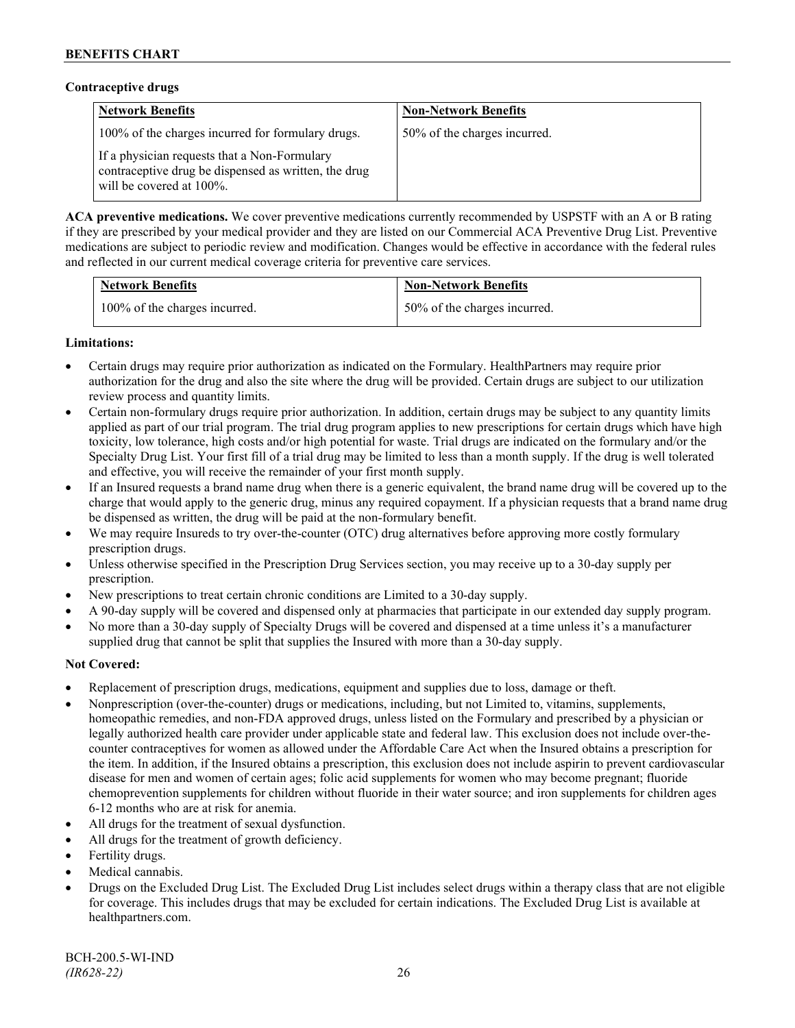**Contraceptive drugs**

| Network Benefits | Non-Network Benefits |
| --- | --- |
| 100% of the charges incurred for formulary drugs.<br><br>If a physician requests that a Non-Formulary contraceptive drug be dispensed as written, the drug will be covered at 100%. | 50% of the charges incurred. |

**ACA preventive medications.** We cover preventive medications currently recommended by USPSTF with an A or B rating if they are prescribed by your medical provider and they are listed on our Commercial ACA Preventive Drug List. Preventive medications are subject to periodic review and modification. Changes would be effective in accordance with the federal rules and reflected in our current medical coverage criteria for preventive care services.

| Network Benefits | Non-Network Benefits |
| --- | --- |
| 100% of the charges incurred. | 50% of the charges incurred. |

**Limitations:**

- Certain drugs may require prior authorization as indicated on the Formulary. HealthPartners may require prior authorization for the drug and also the site where the drug will be provided. Certain drugs are subject to our utilization review process and quantity limits.
- Certain non-formulary drugs require prior authorization. In addition, certain drugs may be subject to any quantity limits applied as part of our trial program. The trial drug program applies to new prescriptions for certain drugs which have high toxicity, low tolerance, high costs and/or high potential for waste. Trial drugs are indicated on the formulary and/or the Specialty Drug List. Your first fill of a trial drug may be limited to less than a month supply. If the drug is well tolerated and effective, you will receive the remainder of your first month supply.
- If an Insured requests a brand name drug when there is a generic equivalent, the brand name drug will be covered up to the charge that would apply to the generic drug, minus any required copayment. If a physician requests that a brand name drug be dispensed as written, the drug will be paid at the non-formulary benefit.
- We may require Insureds to try over-the-counter (OTC) drug alternatives before approving more costly formulary prescription drugs.
- Unless otherwise specified in the Prescription Drug Services section, you may receive up to a 30-day supply per prescription.
- New prescriptions to treat certain chronic conditions are Limited to a 30-day supply.
- A 90-day supply will be covered and dispensed only at pharmacies that participate in our extended day supply program.
- No more than a 30-day supply of Specialty Drugs will be covered and dispensed at a time unless it's a manufacturer supplied drug that cannot be split that supplies the Insured with more than a 30-day supply.

**Not Covered:**

- Replacement of prescription drugs, medications, equipment and supplies due to loss, damage or theft.
- Nonprescription (over-the-counter) drugs or medications, including, but not Limited to, vitamins, supplements, homeopathic remedies, and non-FDA approved drugs, unless listed on the Formulary and prescribed by a physician or legally authorized health care provider under applicable state and federal law. This exclusion does not include over-the-counter contraceptives for women as allowed under the Affordable Care Act when the Insured obtains a prescription for the item. In addition, if the Insured obtains a prescription, this exclusion does not include aspirin to prevent cardiovascular disease for men and women of certain ages; folic acid supplements for women who may become pregnant; fluoride chemoprevention supplements for children without fluoride in their water source; and iron supplements for children ages 6-12 months who are at risk for anemia.
- All drugs for the treatment of sexual dysfunction.
- All drugs for the treatment of growth deficiency.
- Fertility drugs.
- Medical cannabis.
- Drugs on the Excluded Drug List. The Excluded Drug List includes select drugs within a therapy class that are not eligible for coverage. This includes drugs that may be excluded for certain indications. The Excluded Drug List is available at healthpartners.com.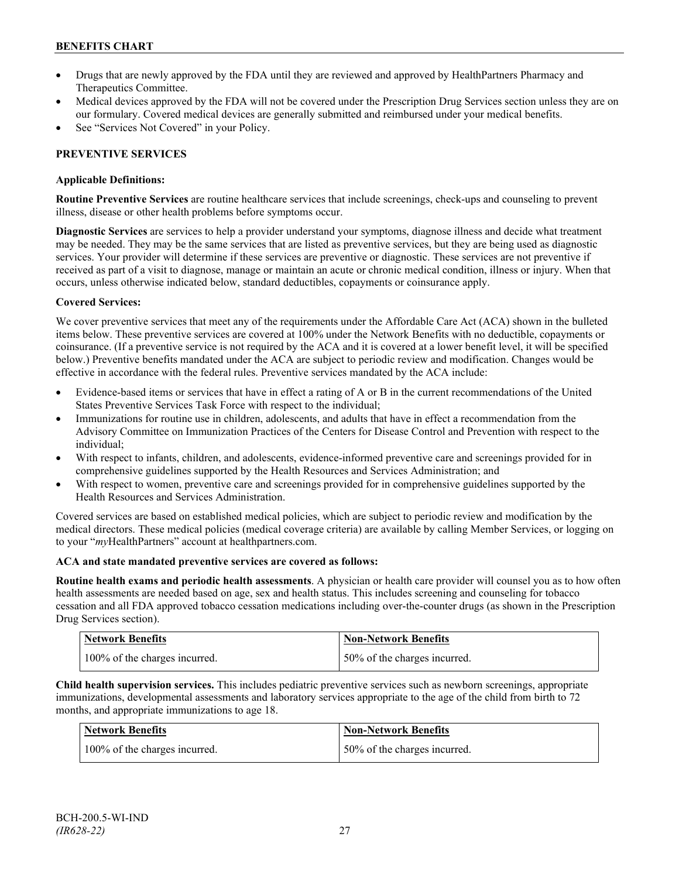- Drugs that are newly approved by the FDA until they are reviewed and approved by HealthPartners Pharmacy and Therapeutics Committee.
- Medical devices approved by the FDA will not be covered under the Prescription Drug Services section unless they are on our formulary. Covered medical devices are generally submitted and reimbursed under your medical benefits.
- See "Services Not Covered" in your Policy.

## PREVENTIVE SERVICES

### Applicable Definitions:

**Routine Preventive Services** are routine healthcare services that include screenings, check-ups and counseling to prevent illness, disease or other health problems before symptoms occur.

**Diagnostic Services** are services to help a provider understand your symptoms, diagnose illness and decide what treatment may be needed. They may be the same services that are listed as preventive services, but they are being used as diagnostic services. Your provider will determine if these services are preventive or diagnostic. These services are not preventive if received as part of a visit to diagnose, manage or maintain an acute or chronic medical condition, illness or injury. When that occurs, unless otherwise indicated below, standard deductibles, copayments or coinsurance apply.

### Covered Services:

We cover preventive services that meet any of the requirements under the Affordable Care Act (ACA) shown in the bulleted items below. These preventive services are covered at 100% under the Network Benefits with no deductible, copayments or coinsurance. (If a preventive service is not required by the ACA and it is covered at a lower benefit level, it will be specified below.) Preventive benefits mandated under the ACA are subject to periodic review and modification. Changes would be effective in accordance with the federal rules. Preventive services mandated by the ACA include:

- Evidence-based items or services that have in effect a rating of A or B in the current recommendations of the United States Preventive Services Task Force with respect to the individual;
- Immunizations for routine use in children, adolescents, and adults that have in effect a recommendation from the Advisory Committee on Immunization Practices of the Centers for Disease Control and Prevention with respect to the individual;
- With respect to infants, children, and adolescents, evidence-informed preventive care and screenings provided for in comprehensive guidelines supported by the Health Resources and Services Administration; and
- With respect to women, preventive care and screenings provided for in comprehensive guidelines supported by the Health Resources and Services Administration.

Covered services are based on established medical policies, which are subject to periodic review and modification by the medical directors. These medical policies (medical coverage criteria) are available by calling Member Services, or logging on to your "*my*HealthPartners" account at healthpartners.com.

**ACA and state mandated preventive services are covered as follows:**

**Routine health exams and periodic health assessments**. A physician or health care provider will counsel you as to how often health assessments are needed based on age, sex and health status. This includes screening and counseling for tobacco cessation and all FDA approved tobacco cessation medications including over-the-counter drugs (as shown in the Prescription Drug Services section).

| Network Benefits | Non-Network Benefits |
|---|---|
| 100% of the charges incurred. | 50% of the charges incurred. |

**Child health supervision services.** This includes pediatric preventive services such as newborn screenings, appropriate immunizations, developmental assessments and laboratory services appropriate to the age of the child from birth to 72 months, and appropriate immunizations to age 18.

| Network Benefits | Non-Network Benefits |
|---|---|
| 100% of the charges incurred. | 50% of the charges incurred. |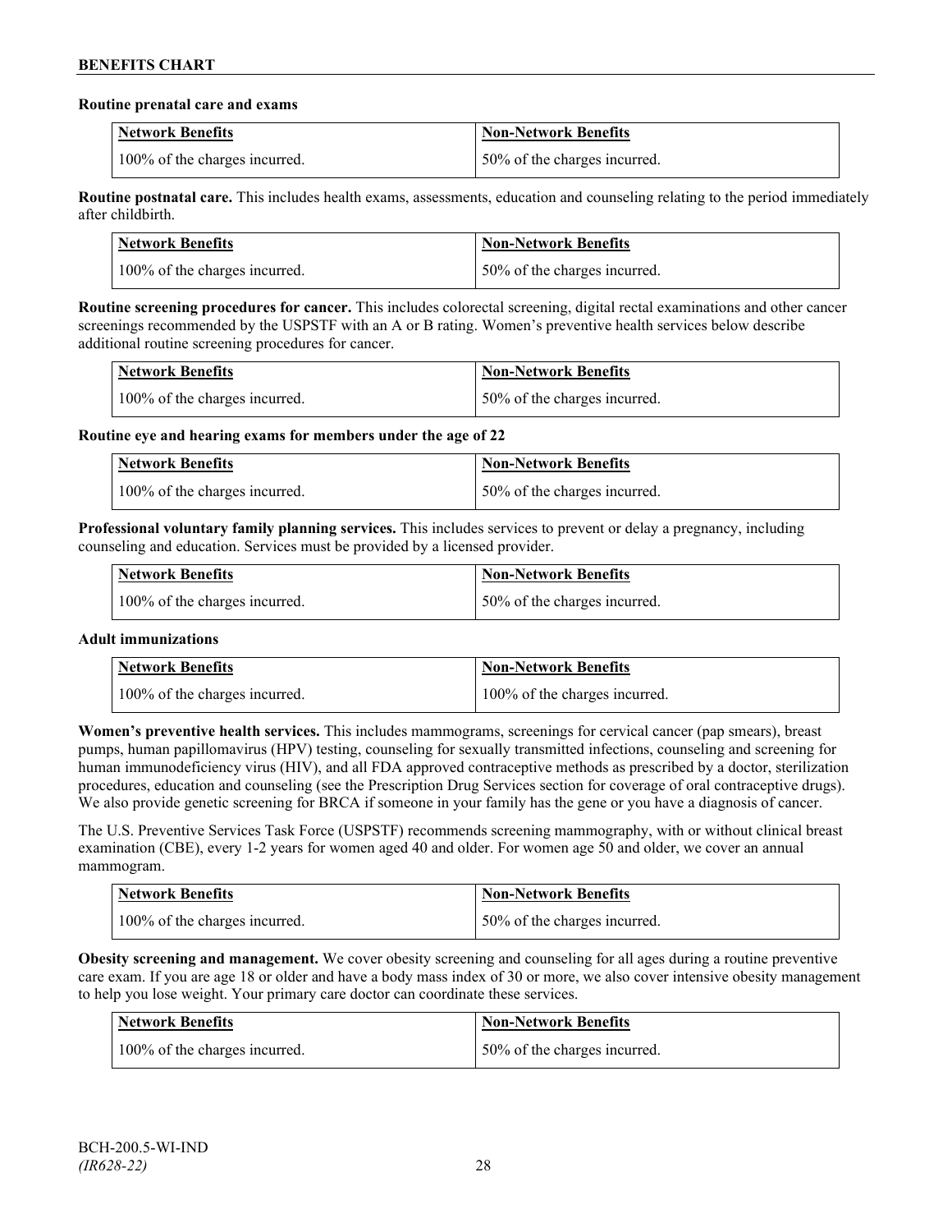**Routine prenatal care and exams**

| Network Benefits | Non-Network Benefits |
|---|---|
| 100% of the charges incurred. | 50% of the charges incurred. |

**Routine postnatal care.** This includes health exams, assessments, education and counseling relating to the period immediately after childbirth.

| Network Benefits | Non-Network Benefits |
|---|---|
| 100% of the charges incurred. | 50% of the charges incurred. |

**Routine screening procedures for cancer.** This includes colorectal screening, digital rectal examinations and other cancer screenings recommended by the USPSTF with an A or B rating. Women's preventive health services below describe additional routine screening procedures for cancer.

| Network Benefits | Non-Network Benefits |
|---|---|
| 100% of the charges incurred. | 50% of the charges incurred. |

**Routine eye and hearing exams for members under the age of 22**

| Network Benefits | Non-Network Benefits |
|---|---|
| 100% of the charges incurred. | 50% of the charges incurred. |

**Professional voluntary family planning services.** This includes services to prevent or delay a pregnancy, including counseling and education. Services must be provided by a licensed provider.

| Network Benefits | Non-Network Benefits |
|---|---|
| 100% of the charges incurred. | 50% of the charges incurred. |

**Adult immunizations**

| Network Benefits | Non-Network Benefits |
|---|---|
| 100% of the charges incurred. | 100% of the charges incurred. |

**Women's preventive health services.** This includes mammograms, screenings for cervical cancer (pap smears), breast pumps, human papillomavirus (HPV) testing, counseling for sexually transmitted infections, counseling and screening for human immunodeficiency virus (HIV), and all FDA approved contraceptive methods as prescribed by a doctor, sterilization procedures, education and counseling (see the Prescription Drug Services section for coverage of oral contraceptive drugs). We also provide genetic screening for BRCA if someone in your family has the gene or you have a diagnosis of cancer.

The U.S. Preventive Services Task Force (USPSTF) recommends screening mammography, with or without clinical breast examination (CBE), every 1-2 years for women aged 40 and older. For women age 50 and older, we cover an annual mammogram.

| Network Benefits | Non-Network Benefits |
|---|---|
| 100% of the charges incurred. | 50% of the charges incurred. |

**Obesity screening and management.** We cover obesity screening and counseling for all ages during a routine preventive care exam. If you are age 18 or older and have a body mass index of 30 or more, we also cover intensive obesity management to help you lose weight. Your primary care doctor can coordinate these services.

| Network Benefits | Non-Network Benefits |
|---|---|
| 100% of the charges incurred. | 50% of the charges incurred. |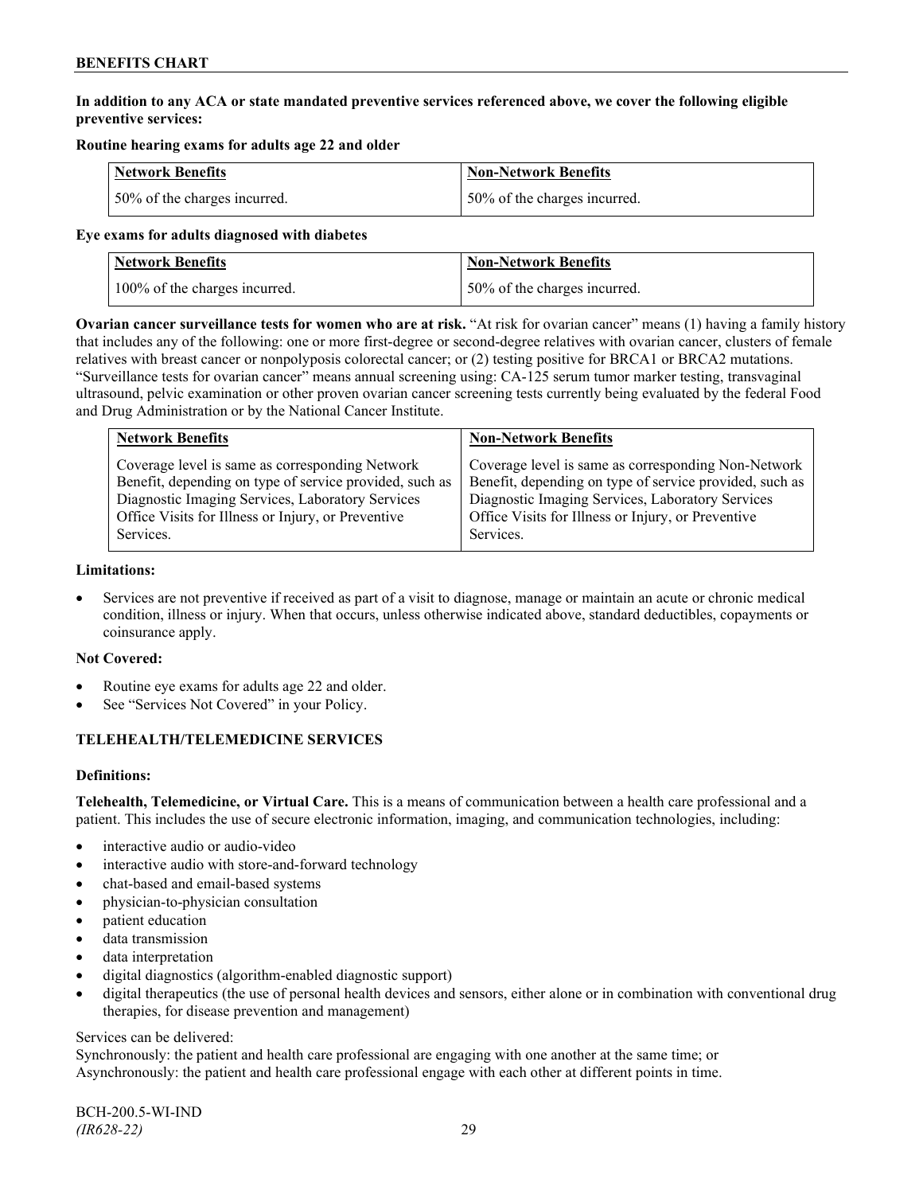**In addition to any ACA or state mandated preventive services referenced above, we cover the following eligible preventive services:**

**Routine hearing exams for adults age 22 and older**

| Network Benefits | Non-Network Benefits |
|---|---|
| 50% of the charges incurred. | 50% of the charges incurred. |

**Eye exams for adults diagnosed with diabetes**

| Network Benefits | Non-Network Benefits |
|---|---|
| 100% of the charges incurred. | 50% of the charges incurred. |

**Ovarian cancer surveillance tests for women who are at risk.** "At risk for ovarian cancer" means (1) having a family history that includes any of the following: one or more first-degree or second-degree relatives with ovarian cancer, clusters of female relatives with breast cancer or nonpolyposis colorectal cancer; or (2) testing positive for BRCA1 or BRCA2 mutations. "Surveillance tests for ovarian cancer" means annual screening using: CA-125 serum tumor marker testing, transvaginal ultrasound, pelvic examination or other proven ovarian cancer screening tests currently being evaluated by the federal Food and Drug Administration or by the National Cancer Institute.

| Network Benefits | Non-Network Benefits |
|---|---|
| Coverage level is same as corresponding Network Benefit, depending on type of service provided, such as Diagnostic Imaging Services, Laboratory Services Office Visits for Illness or Injury, or Preventive Services. | Coverage level is same as corresponding Non-Network Benefit, depending on type of service provided, such as Diagnostic Imaging Services, Laboratory Services Office Visits for Illness or Injury, or Preventive Services. |

**Limitations:**

- Services are not preventive if received as part of a visit to diagnose, manage or maintain an acute or chronic medical condition, illness or injury. When that occurs, unless otherwise indicated above, standard deductibles, copayments or coinsurance apply.

**Not Covered:**

- Routine eye exams for adults age 22 and older.
- See "Services Not Covered" in your Policy.

## TELEHEALTH/TELEMEDICINE SERVICES

**Definitions:**

**Telehealth, Telemedicine, or Virtual Care.** This is a means of communication between a health care professional and a patient. This includes the use of secure electronic information, imaging, and communication technologies, including:

- interactive audio or audio-video
- interactive audio with store-and-forward technology
- chat-based and email-based systems
- physician-to-physician consultation
- patient education
- data transmission
- data interpretation
- digital diagnostics (algorithm-enabled diagnostic support)
- digital therapeutics (the use of personal health devices and sensors, either alone or in combination with conventional drug therapies, for disease prevention and management)

Services can be delivered:
Synchronously: the patient and health care professional are engaging with one another at the same time; or
Asynchronously: the patient and health care professional engage with each other at different points in time.

BCH-200.5-WI-IND
*(IR628-22)*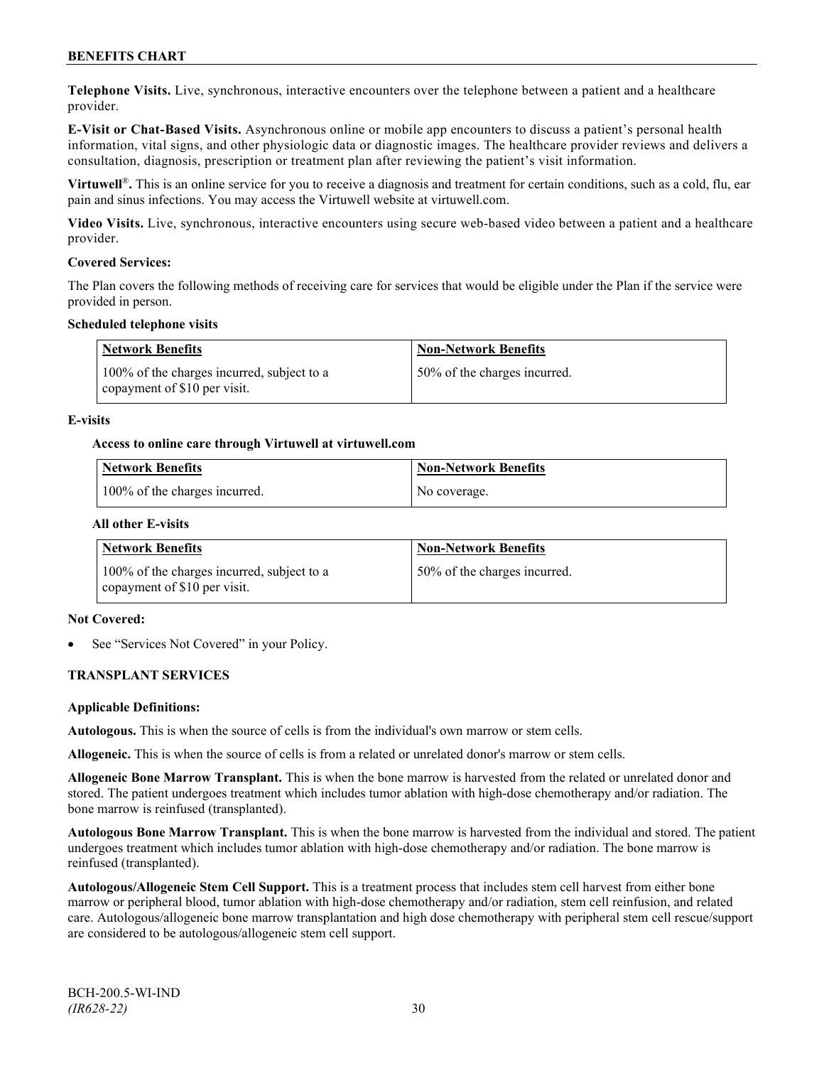**Telephone Visits.** Live, synchronous, interactive encounters over the telephone between a patient and a healthcare provider.

**E-Visit or Chat-Based Visits.** Asynchronous online or mobile app encounters to discuss a patient's personal health information, vital signs, and other physiologic data or diagnostic images. The healthcare provider reviews and delivers a consultation, diagnosis, prescription or treatment plan after reviewing the patient's visit information.

**Virtuwell®.** This is an online service for you to receive a diagnosis and treatment for certain conditions, such as a cold, flu, ear pain and sinus infections. You may access the Virtuwell website at virtuwell.com.

**Video Visits.** Live, synchronous, interactive encounters using secure web-based video between a patient and a healthcare provider.

**Covered Services:**

The Plan covers the following methods of receiving care for services that would be eligible under the Plan if the service were provided in person.

**Scheduled telephone visits**

| Network Benefits | Non-Network Benefits |
|---|---|
| 100% of the charges incurred, subject to a copayment of $10 per visit. | 50% of the charges incurred. |

**E-visits**

**Access to online care through Virtuwell at virtuwell.com**

| Network Benefits | Non-Network Benefits |
|---|---|
| 100% of the charges incurred. | No coverage. |

**All other E-visits**

| Network Benefits | Non-Network Benefits |
|---|---|
| 100% of the charges incurred, subject to a copayment of $10 per visit. | 50% of the charges incurred. |

**Not Covered:**

- See "Services Not Covered" in your Policy.

## TRANSPLANT SERVICES

**Applicable Definitions:**

**Autologous.** This is when the source of cells is from the individual's own marrow or stem cells.

**Allogeneic.** This is when the source of cells is from a related or unrelated donor's marrow or stem cells.

**Allogeneic Bone Marrow Transplant.** This is when the bone marrow is harvested from the related or unrelated donor and stored. The patient undergoes treatment which includes tumor ablation with high-dose chemotherapy and/or radiation. The bone marrow is reinfused (transplanted).

**Autologous Bone Marrow Transplant.** This is when the bone marrow is harvested from the individual and stored. The patient undergoes treatment which includes tumor ablation with high-dose chemotherapy and/or radiation. The bone marrow is reinfused (transplanted).

**Autologous/Allogeneic Stem Cell Support.** This is a treatment process that includes stem cell harvest from either bone marrow or peripheral blood, tumor ablation with high-dose chemotherapy and/or radiation, stem cell reinfusion, and related care. Autologous/allogeneic bone marrow transplantation and high dose chemotherapy with peripheral stem cell rescue/support are considered to be autologous/allogeneic stem cell support.

BCH-200.5-WI-IND
*(IR628-22)*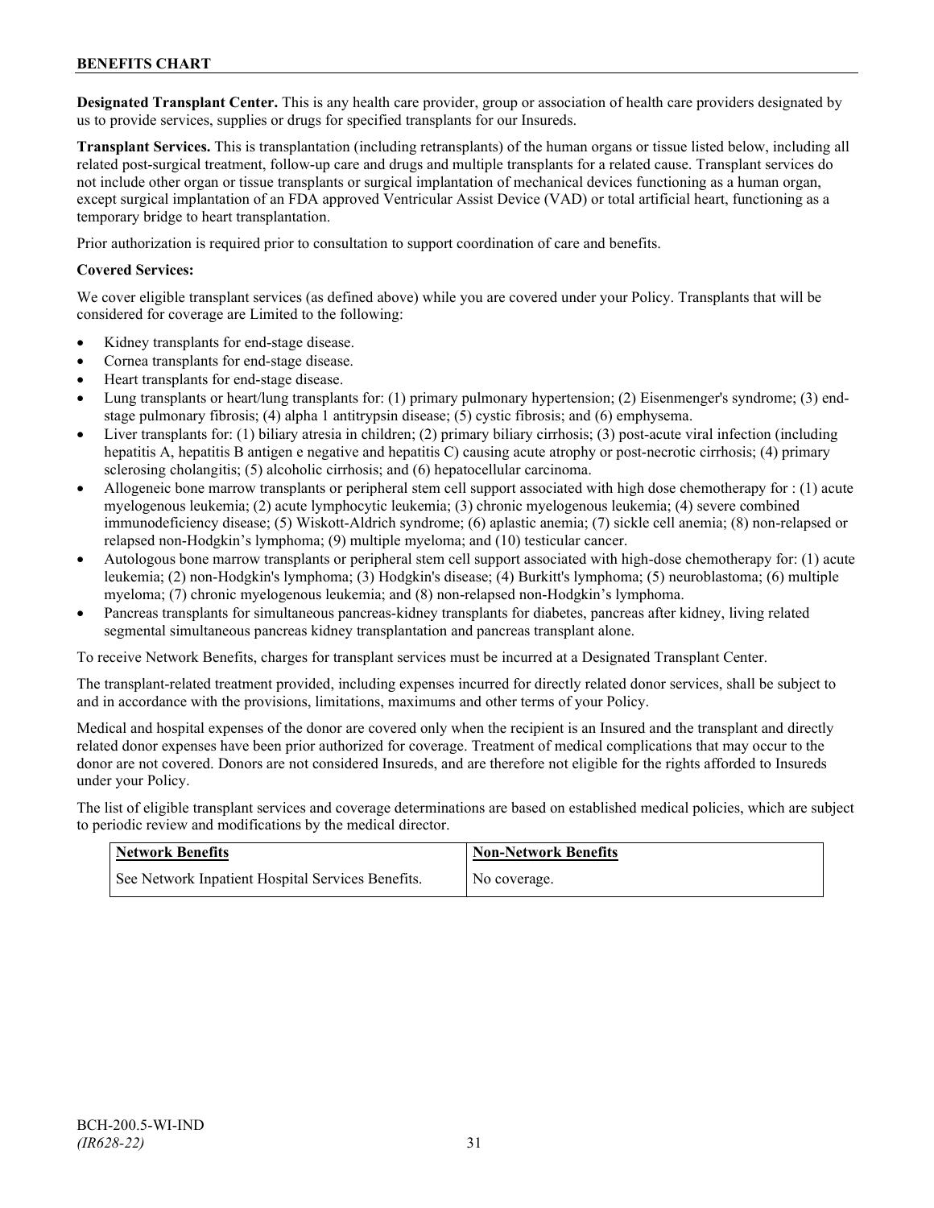**Designated Transplant Center.** This is any health care provider, group or association of health care providers designated by us to provide services, supplies or drugs for specified transplants for our Insureds.

**Transplant Services.** This is transplantation (including retransplants) of the human organs or tissue listed below, including all related post-surgical treatment, follow-up care and drugs and multiple transplants for a related cause. Transplant services do not include other organ or tissue transplants or surgical implantation of mechanical devices functioning as a human organ, except surgical implantation of an FDA approved Ventricular Assist Device (VAD) or total artificial heart, functioning as a temporary bridge to heart transplantation.

Prior authorization is required prior to consultation to support coordination of care and benefits.

**Covered Services:**

We cover eligible transplant services (as defined above) while you are covered under your Policy. Transplants that will be considered for coverage are Limited to the following:

- Kidney transplants for end-stage disease.
- Cornea transplants for end-stage disease.
- Heart transplants for end-stage disease.
- Lung transplants or heart/lung transplants for: (1) primary pulmonary hypertension; (2) Eisenmenger's syndrome; (3) end-stage pulmonary fibrosis; (4) alpha 1 antitrypsin disease; (5) cystic fibrosis; and (6) emphysema.
- Liver transplants for: (1) biliary atresia in children; (2) primary biliary cirrhosis; (3) post-acute viral infection (including hepatitis A, hepatitis B antigen e negative and hepatitis C) causing acute atrophy or post-necrotic cirrhosis; (4) primary sclerosing cholangitis; (5) alcoholic cirrhosis; and (6) hepatocellular carcinoma.
- Allogeneic bone marrow transplants or peripheral stem cell support associated with high dose chemotherapy for : (1) acute myelogenous leukemia; (2) acute lymphocytic leukemia; (3) chronic myelogenous leukemia; (4) severe combined immunodeficiency disease; (5) Wiskott-Aldrich syndrome; (6) aplastic anemia; (7) sickle cell anemia; (8) non-relapsed or relapsed non-Hodgkin's lymphoma; (9) multiple myeloma; and (10) testicular cancer.
- Autologous bone marrow transplants or peripheral stem cell support associated with high-dose chemotherapy for: (1) acute leukemia; (2) non-Hodgkin's lymphoma; (3) Hodgkin's disease; (4) Burkitt's lymphoma; (5) neuroblastoma; (6) multiple myeloma; (7) chronic myelogenous leukemia; and (8) non-relapsed non-Hodgkin's lymphoma.
- Pancreas transplants for simultaneous pancreas-kidney transplants for diabetes, pancreas after kidney, living related segmental simultaneous pancreas kidney transplantation and pancreas transplant alone.

To receive Network Benefits, charges for transplant services must be incurred at a Designated Transplant Center.

The transplant-related treatment provided, including expenses incurred for directly related donor services, shall be subject to and in accordance with the provisions, limitations, maximums and other terms of your Policy.

Medical and hospital expenses of the donor are covered only when the recipient is an Insured and the transplant and directly related donor expenses have been prior authorized for coverage. Treatment of medical complications that may occur to the donor are not covered. Donors are not considered Insureds, and are therefore not eligible for the rights afforded to Insureds under your Policy.

The list of eligible transplant services and coverage determinations are based on established medical policies, which are subject to periodic review and modifications by the medical director.

| Network Benefits | Non-Network Benefits |
|---|---|
| See Network Inpatient Hospital Services Benefits. | No coverage. |

BCH-200.5-WI-IND
*(IR628-22)*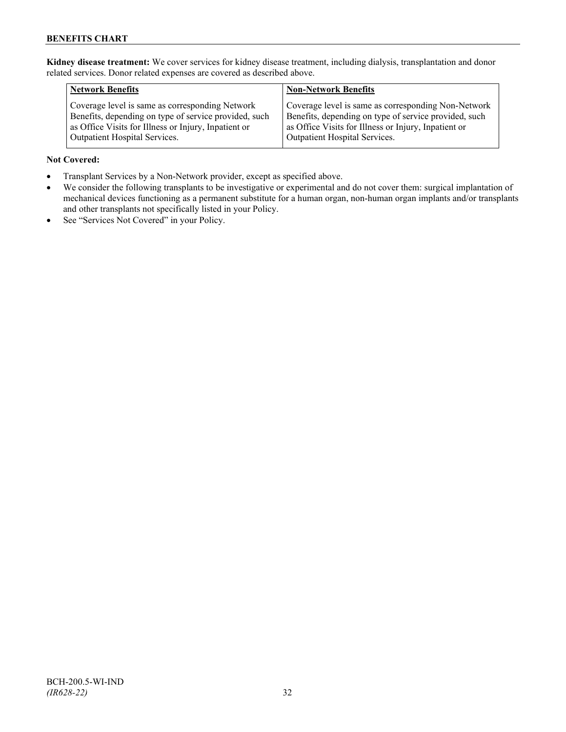**Kidney disease treatment:** We cover services for kidney disease treatment, including dialysis, transplantation and donor related services. Donor related expenses are covered as described above.

| Network Benefits | Non-Network Benefits |
| --- | --- |
| Coverage level is same as corresponding Network Benefits, depending on type of service provided, such as Office Visits for Illness or Injury, Inpatient or Outpatient Hospital Services. | Coverage level is same as corresponding Non-Network Benefits, depending on type of service provided, such as Office Visits for Illness or Injury, Inpatient or Outpatient Hospital Services. |

**Not Covered:**

- Transplant Services by a Non-Network provider, except as specified above.
- We consider the following transplants to be investigative or experimental and do not cover them: surgical implantation of mechanical devices functioning as a permanent substitute for a human organ, non-human organ implants and/or transplants and other transplants not specifically listed in your Policy.
- See "Services Not Covered" in your Policy.